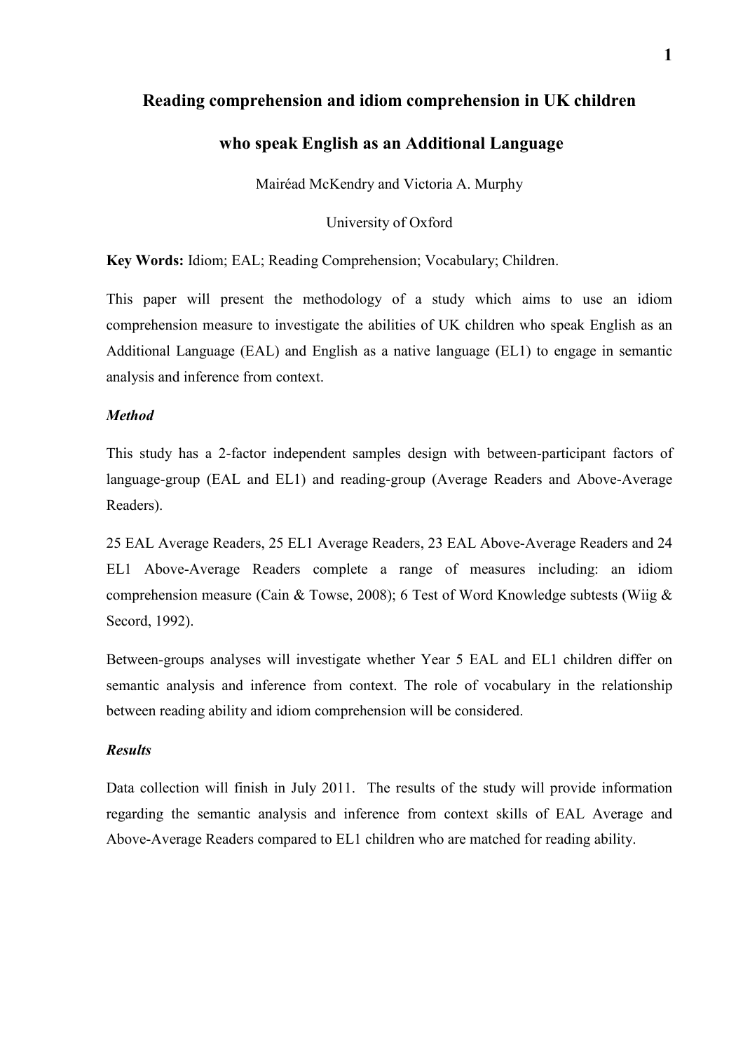# Reading comprehension and idiom comprehension in UK children who speak English as an Additional Language

Mairéad McKendry and Victoria A. Murphy

University of Oxford

**Key Words:** Idiom; EAL; Reading Comprehension; Vocabulary; Children.

This paper will present the methodology of a study which aims to use an idiom comprehension measure to investigate the abilities of UK children who speak English as an Additional Language (EAL) and English as a native language (EL1) to engage in semantic analysis and inference from context.

### *Method*

This study has a 2-factor independent samples design with between-participant factors of language-group (EAL and EL1) and reading-group (Average Readers and Above-Average Readers).

25 EAL Average Readers, 25 EL1 Average Readers, 23 EAL Above-Average Readers and 24 EL1 Above-Average Readers complete a range of measures including: an idiom comprehension measure (Cain & Towse, 2008); 6 Test of Word Knowledge subtests (Wiig & Secord, 1992).

Between-groups analyses will investigate whether Year 5 EAL and EL1 children differ on semantic analysis and inference from context. The role of vocabulary in the relationship between reading ability and idiom comprehension will be considered.

### *Results*

Data collection will finish in July 2011. The results of the study will provide information regarding the semantic analysis and inference from context skills of EAL Average and Above-Average Readers compared to EL1 children who are matched for reading ability.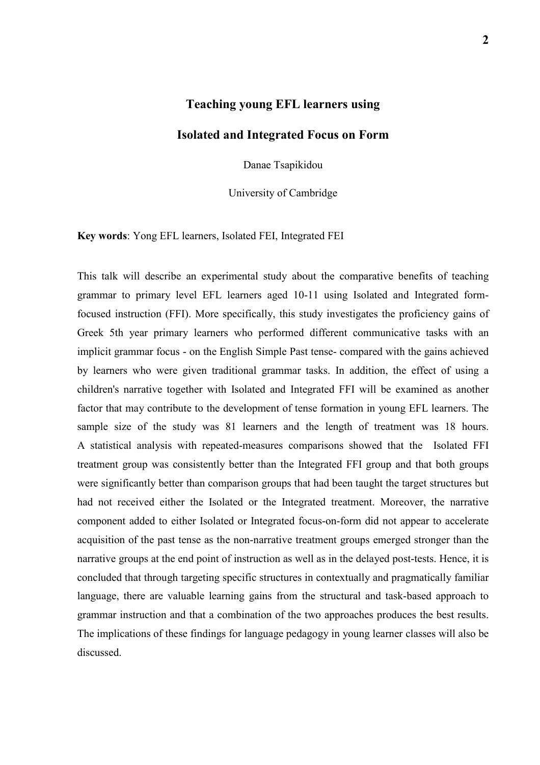# Teaching young EFL learners using

# Isolated and Integrated Focus on Form

Danae Tsapikidou

University of Cambridge

**Key words**: Yong EFL learners, Isolated FEI, Integrated FEI

This talk will describe an experimental study about the comparative benefits of teaching grammar to primary level EFL learners aged 10-11 using Isolated and Integrated form-focused instruction (FFI). More specifically, this study investigates the proficiency gains of Greek 5th year primary learners who performed different communicative tasks with an implicit grammar focus - on the English Simple Past tense- compared with the gains achieved by learners who were given traditional grammar tasks. In addition, the effect of using a children's narrative together with Isolated and Integrated FFI will be examined as another factor that may contribute to the development of tense formation in young EFL learners. The sample size of the study was 81 learners and the length of treatment was 18 hours. A statistical analysis with repeated-measures comparisons showed that the Isolated FFI treatment group was consistently better than the Integrated FFI group and that both groups were significantly better than comparison groups that had been taught the target structures but had not received either the Isolated or the Integrated treatment. Moreover, the narrative component added to either Isolated or Integrated focus-on-form did not appear to accelerate acquisition of the past tense as the non-narrative treatment groups emerged stronger than the narrative groups at the end point of instruction as well as in the delayed post-tests. Hence, it is concluded that through targeting specific structures in contextually and pragmatically familiar language, there are valuable learning gains from the structural and task-based approach to grammar instruction and that a combination of the two approaches produces the best results. The implications of these findings for language pedagogy in young learner classes will also be discussed.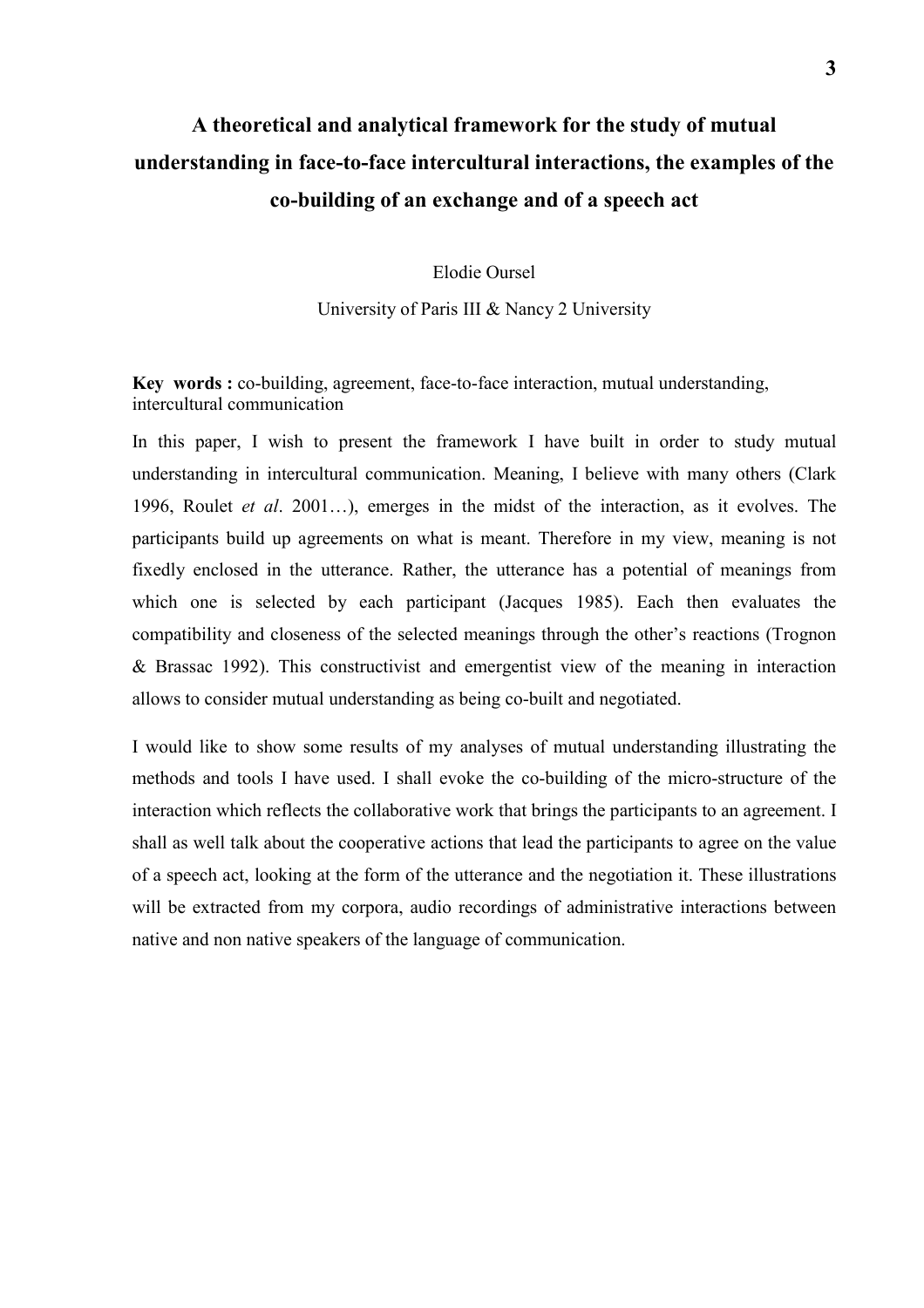# A theoretical and analytical framework for the study of mutual understanding in face-to-face intercultural interactions, the examples of the co-building of an exchange and of a speech act

Elodie Oursel

University of Paris III & Nancy 2 University

**Key words :** co-building, agreement, face-to-face interaction, mutual understanding, intercultural communication

In this paper, I wish to present the framework I have built in order to study mutual understanding in intercultural communication. Meaning, I believe with many others (Clark 1996, Roulet *et al*. 2001…), emerges in the midst of the interaction, as it evolves. The participants build up agreements on what is meant. Therefore in my view, meaning is not fixedly enclosed in the utterance. Rather, the utterance has a potential of meanings from which one is selected by each participant (Jacques 1985). Each then evaluates the compatibility and closeness of the selected meanings through the other's reactions (Trognon & Brassac 1992). This constructivist and emergentist view of the meaning in interaction allows to consider mutual understanding as being co-built and negotiated.

I would like to show some results of my analyses of mutual understanding illustrating the methods and tools I have used. I shall evoke the co-building of the micro-structure of the interaction which reflects the collaborative work that brings the participants to an agreement. I shall as well talk about the cooperative actions that lead the participants to agree on the value of a speech act, looking at the form of the utterance and the negotiation it. These illustrations will be extracted from my corpora, audio recordings of administrative interactions between native and non native speakers of the language of communication.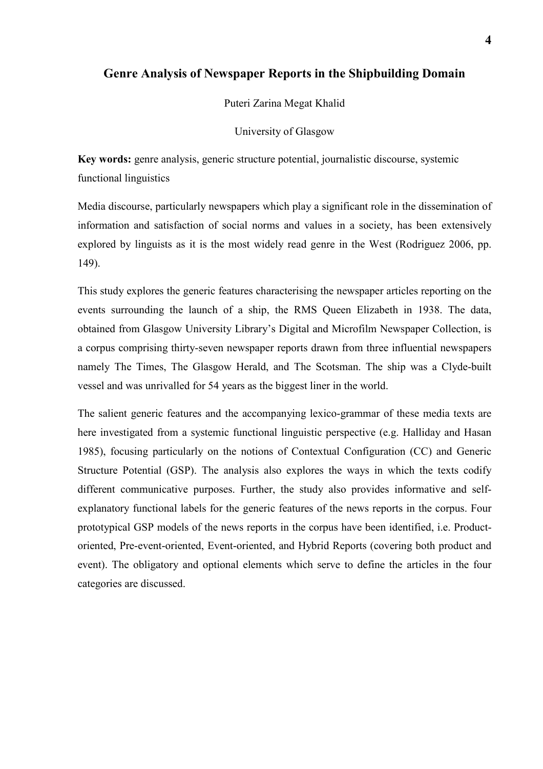## Genre Analysis of Newspaper Reports in the Shipbuilding Domain

Puteri Zarina Megat Khalid

University of Glasgow

**Key words:** genre analysis, generic structure potential, journalistic discourse, systemic functional linguistics

Media discourse, particularly newspapers which play a significant role in the dissemination of information and satisfaction of social norms and values in a society, has been extensively explored by linguists as it is the most widely read genre in the West (Rodriguez 2006, pp. 149).

This study explores the generic features characterising the newspaper articles reporting on the events surrounding the launch of a ship, the RMS Queen Elizabeth in 1938. The data, obtained from Glasgow University Library's Digital and Microfilm Newspaper Collection, is a corpus comprising thirty-seven newspaper reports drawn from three influential newspapers namely The Times, The Glasgow Herald, and The Scotsman. The ship was a Clyde-built vessel and was unrivalled for 54 years as the biggest liner in the world.

The salient generic features and the accompanying lexico-grammar of these media texts are here investigated from a systemic functional linguistic perspective (e.g. Halliday and Hasan 1985), focusing particularly on the notions of Contextual Configuration (CC) and Generic Structure Potential (GSP). The analysis also explores the ways in which the texts codify different communicative purposes. Further, the study also provides informative and self-explanatory functional labels for the generic features of the news reports in the corpus. Four prototypical GSP models of the news reports in the corpus have been identified, i.e. Product-oriented, Pre-event-oriented, Event-oriented, and Hybrid Reports (covering both product and event). The obligatory and optional elements which serve to define the articles in the four categories are discussed.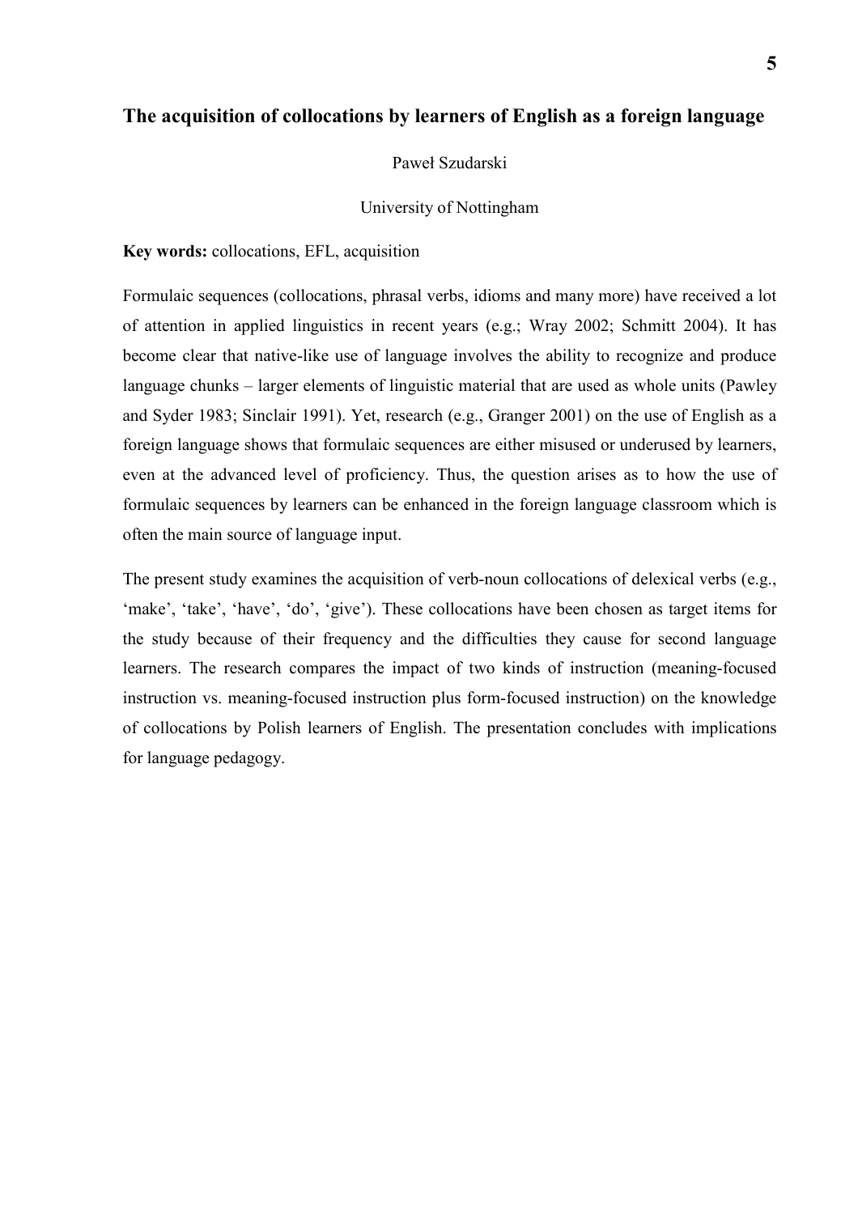## The acquisition of collocations by learners of English as a foreign language

Paweł Szudarski

University of Nottingham

**Key words:** collocations, EFL, acquisition

Formulaic sequences (collocations, phrasal verbs, idioms and many more) have received a lot of attention in applied linguistics in recent years (e.g.; Wray 2002; Schmitt 2004). It has become clear that native-like use of language involves the ability to recognize and produce language chunks – larger elements of linguistic material that are used as whole units (Pawley and Syder 1983; Sinclair 1991). Yet, research (e.g., Granger 2001) on the use of English as a foreign language shows that formulaic sequences are either misused or underused by learners, even at the advanced level of proficiency. Thus, the question arises as to how the use of formulaic sequences by learners can be enhanced in the foreign language classroom which is often the main source of language input.

The present study examines the acquisition of verb-noun collocations of delexical verbs (e.g., 'make', 'take', 'have', 'do', 'give'). These collocations have been chosen as target items for the study because of their frequency and the difficulties they cause for second language learners. The research compares the impact of two kinds of instruction (meaning-focused instruction vs. meaning-focused instruction plus form-focused instruction) on the knowledge of collocations by Polish learners of English. The presentation concludes with implications for language pedagogy.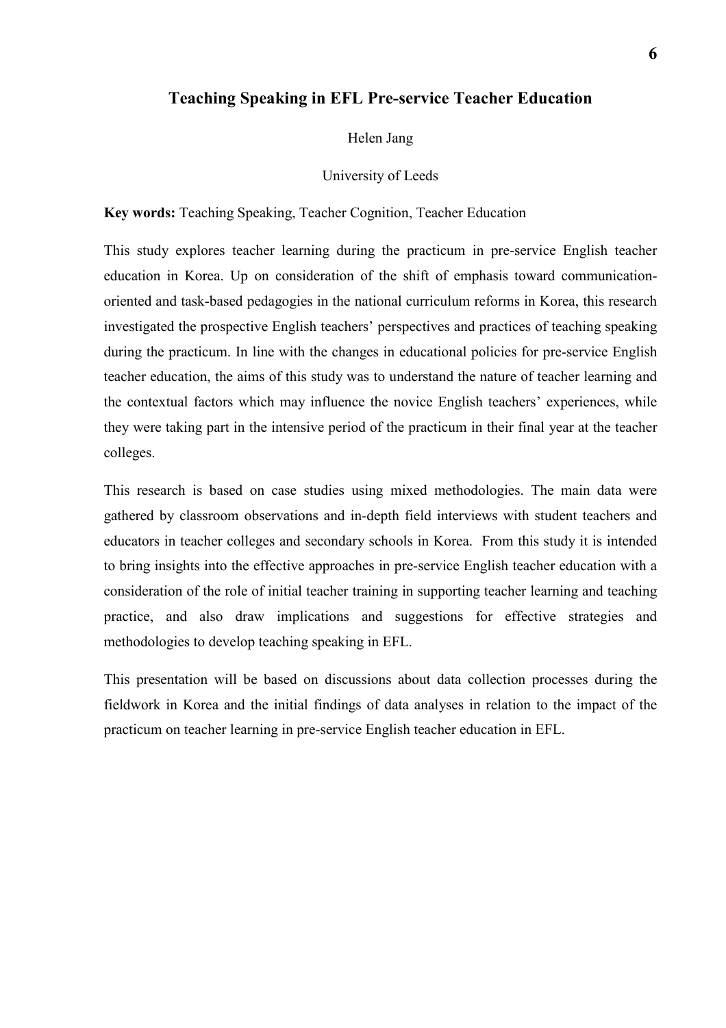## Teaching Speaking in EFL Pre-service Teacher Education

Helen Jang

University of Leeds

**Key words:** Teaching Speaking, Teacher Cognition, Teacher Education

This study explores teacher learning during the practicum in pre-service English teacher education in Korea. Up on consideration of the shift of emphasis toward communication-oriented and task-based pedagogies in the national curriculum reforms in Korea, this research investigated the prospective English teachers' perspectives and practices of teaching speaking during the practicum. In line with the changes in educational policies for pre-service English teacher education, the aims of this study was to understand the nature of teacher learning and the contextual factors which may influence the novice English teachers' experiences, while they were taking part in the intensive period of the practicum in their final year at the teacher colleges.

This research is based on case studies using mixed methodologies. The main data were gathered by classroom observations and in-depth field interviews with student teachers and educators in teacher colleges and secondary schools in Korea. From this study it is intended to bring insights into the effective approaches in pre-service English teacher education with a consideration of the role of initial teacher training in supporting teacher learning and teaching practice, and also draw implications and suggestions for effective strategies and methodologies to develop teaching speaking in EFL.

This presentation will be based on discussions about data collection processes during the fieldwork in Korea and the initial findings of data analyses in relation to the impact of the practicum on teacher learning in pre-service English teacher education in EFL.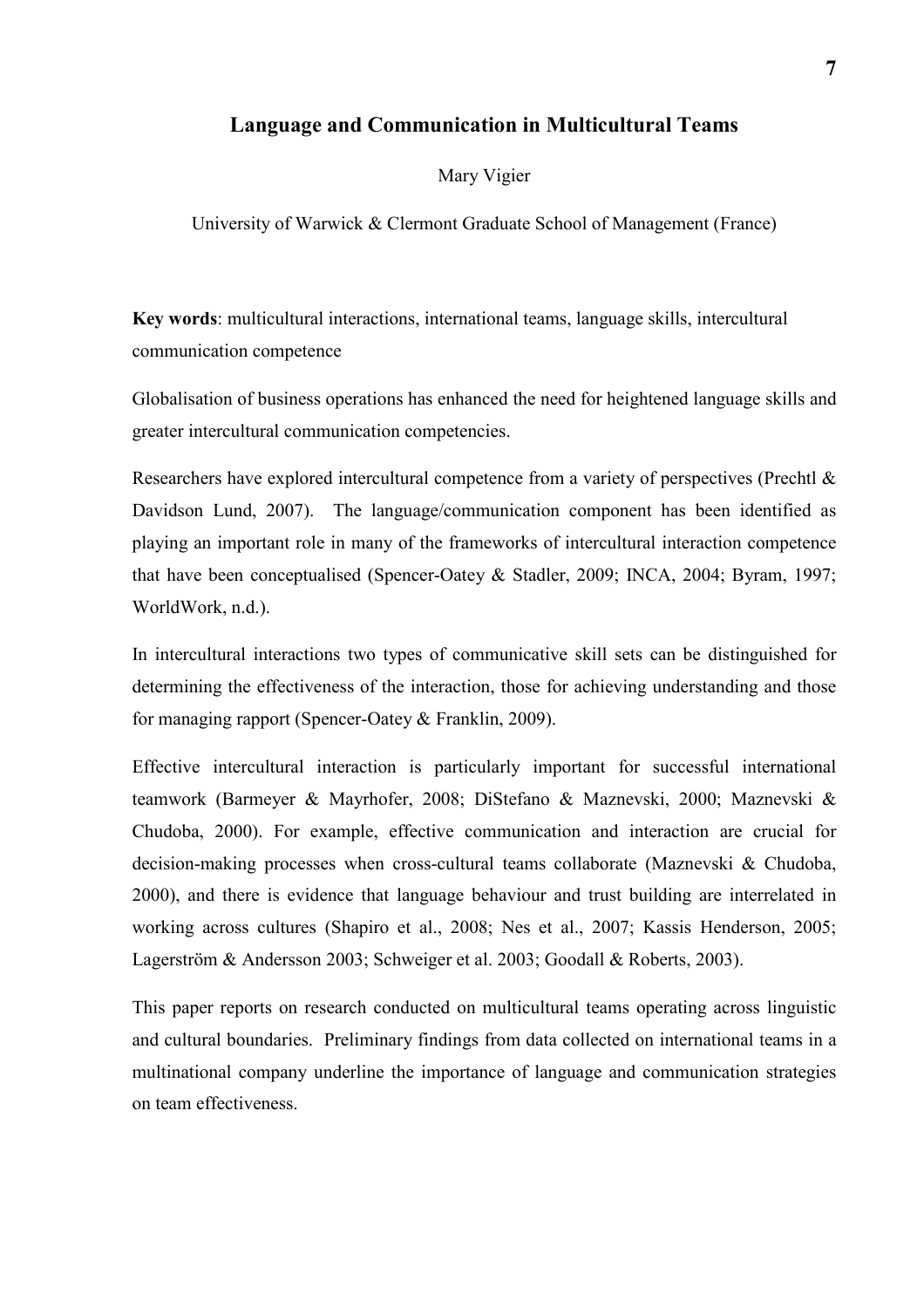# Language and Communication in Multicultural Teams

Mary Vigier

University of Warwick & Clermont Graduate School of Management (France)

**Key words**: multicultural interactions, international teams, language skills, intercultural communication competence

Globalisation of business operations has enhanced the need for heightened language skills and greater intercultural communication competencies.

Researchers have explored intercultural competence from a variety of perspectives (Prechtl & Davidson Lund, 2007). The language/communication component has been identified as playing an important role in many of the frameworks of intercultural interaction competence that have been conceptualised (Spencer-Oatey & Stadler, 2009; INCA, 2004; Byram, 1997; WorldWork, n.d.).

In intercultural interactions two types of communicative skill sets can be distinguished for determining the effectiveness of the interaction, those for achieving understanding and those for managing rapport (Spencer-Oatey & Franklin, 2009).

Effective intercultural interaction is particularly important for successful international teamwork (Barmeyer & Mayrhofer, 2008; DiStefano & Maznevski, 2000; Maznevski & Chudoba, 2000). For example, effective communication and interaction are crucial for decision-making processes when cross-cultural teams collaborate (Maznevski & Chudoba, 2000), and there is evidence that language behaviour and trust building are interrelated in working across cultures (Shapiro et al., 2008; Nes et al., 2007; Kassis Henderson, 2005; Lagerström & Andersson 2003; Schweiger et al. 2003; Goodall & Roberts, 2003).

This paper reports on research conducted on multicultural teams operating across linguistic and cultural boundaries. Preliminary findings from data collected on international teams in a multinational company underline the importance of language and communication strategies on team effectiveness.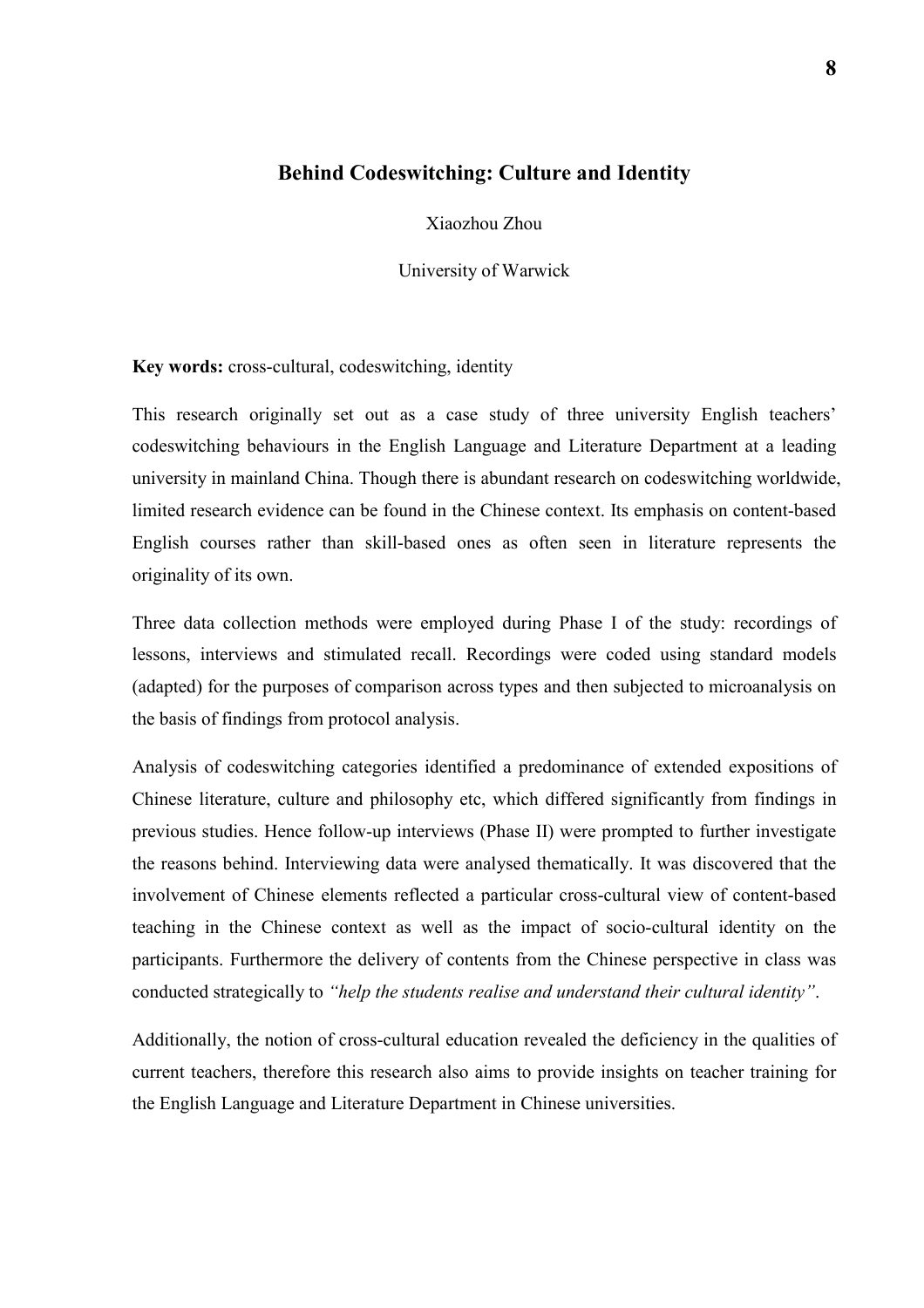# Behind Codeswitching: Culture and Identity

Xiaozhou Zhou

University of Warwick

**Key words:** cross-cultural, codeswitching, identity

This research originally set out as a case study of three university English teachers' codeswitching behaviours in the English Language and Literature Department at a leading university in mainland China. Though there is abundant research on codeswitching worldwide, limited research evidence can be found in the Chinese context. Its emphasis on content-based English courses rather than skill-based ones as often seen in literature represents the originality of its own.

Three data collection methods were employed during Phase I of the study: recordings of lessons, interviews and stimulated recall. Recordings were coded using standard models (adapted) for the purposes of comparison across types and then subjected to microanalysis on the basis of findings from protocol analysis.

Analysis of codeswitching categories identified a predominance of extended expositions of Chinese literature, culture and philosophy etc, which differed significantly from findings in previous studies. Hence follow-up interviews (Phase II) were prompted to further investigate the reasons behind. Interviewing data were analysed thematically. It was discovered that the involvement of Chinese elements reflected a particular cross-cultural view of content-based teaching in the Chinese context as well as the impact of socio-cultural identity on the participants. Furthermore the delivery of contents from the Chinese perspective in class was conducted strategically to *"help the students realise and understand their cultural identity"*.

Additionally, the notion of cross-cultural education revealed the deficiency in the qualities of current teachers, therefore this research also aims to provide insights on teacher training for the English Language and Literature Department in Chinese universities.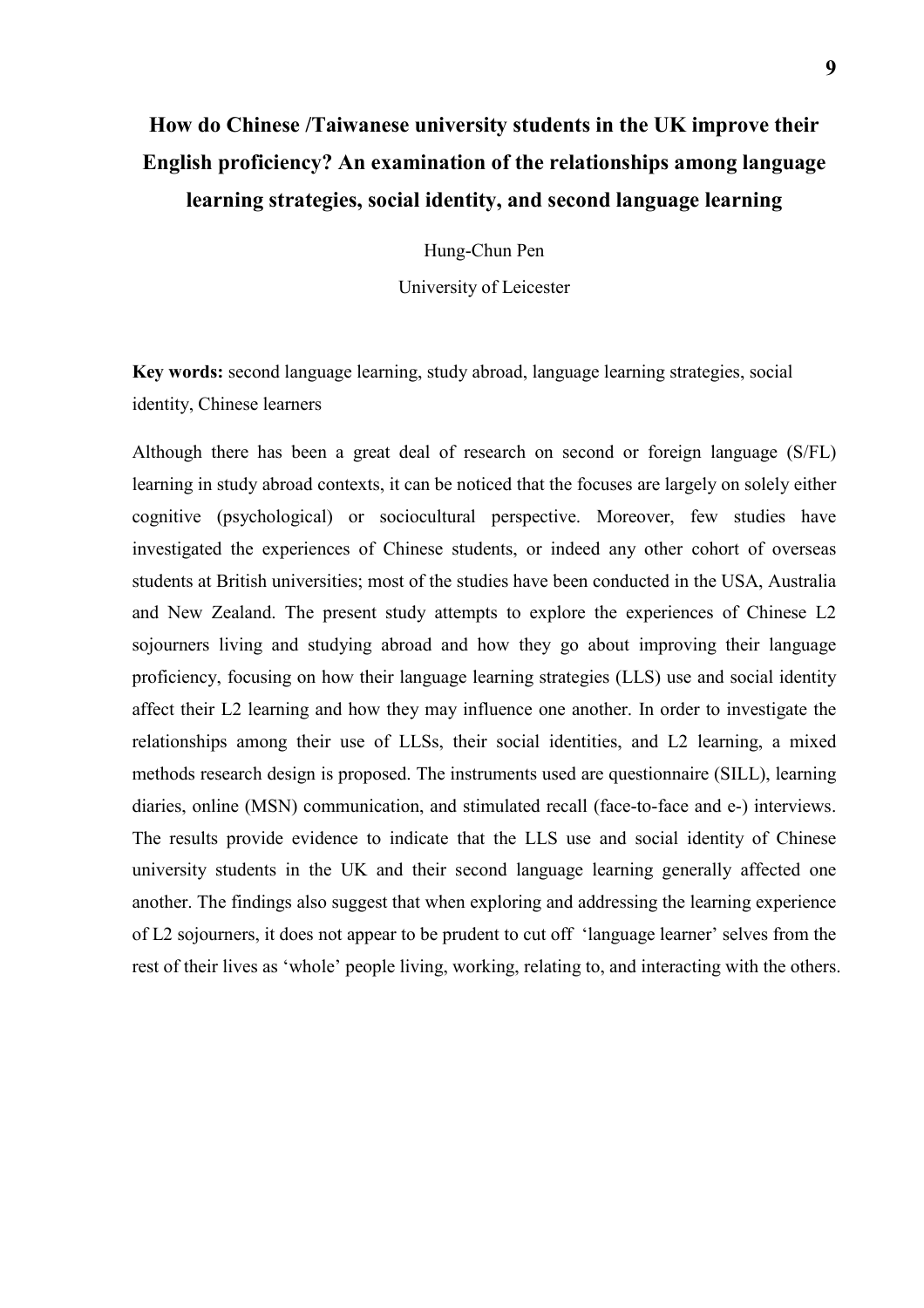# How do Chinese /Taiwanese university students in the UK improve their English proficiency? An examination of the relationships among language learning strategies, social identity, and second language learning

Hung-Chun Pen

University of Leicester

**Key words:** second language learning, study abroad, language learning strategies, social identity, Chinese learners

Although there has been a great deal of research on second or foreign language (S/FL) learning in study abroad contexts, it can be noticed that the focuses are largely on solely either cognitive (psychological) or sociocultural perspective. Moreover, few studies have investigated the experiences of Chinese students, or indeed any other cohort of overseas students at British universities; most of the studies have been conducted in the USA, Australia and New Zealand. The present study attempts to explore the experiences of Chinese L2 sojourners living and studying abroad and how they go about improving their language proficiency, focusing on how their language learning strategies (LLS) use and social identity affect their L2 learning and how they may influence one another. In order to investigate the relationships among their use of LLSs, their social identities, and L2 learning, a mixed methods research design is proposed. The instruments used are questionnaire (SILL), learning diaries, online (MSN) communication, and stimulated recall (face-to-face and e-) interviews. The results provide evidence to indicate that the LLS use and social identity of Chinese university students in the UK and their second language learning generally affected one another. The findings also suggest that when exploring and addressing the learning experience of L2 sojourners, it does not appear to be prudent to cut off 'language learner' selves from the rest of their lives as 'whole' people living, working, relating to, and interacting with the others.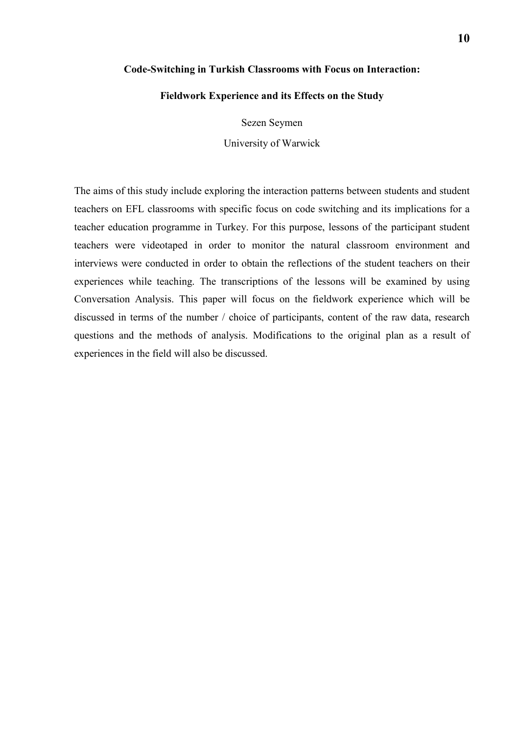## Code-Switching in Turkish Classrooms with Focus on Interaction: Fieldwork Experience and its Effects on the Study

Sezen Seymen

University of Warwick

The aims of this study include exploring the interaction patterns between students and student teachers on EFL classrooms with specific focus on code switching and its implications for a teacher education programme in Turkey. For this purpose, lessons of the participant student teachers were videotaped in order to monitor the natural classroom environment and interviews were conducted in order to obtain the reflections of the student teachers on their experiences while teaching. The transcriptions of the lessons will be examined by using Conversation Analysis. This paper will focus on the fieldwork experience which will be discussed in terms of the number / choice of participants, content of the raw data, research questions and the methods of analysis. Modifications to the original plan as a result of experiences in the field will also be discussed.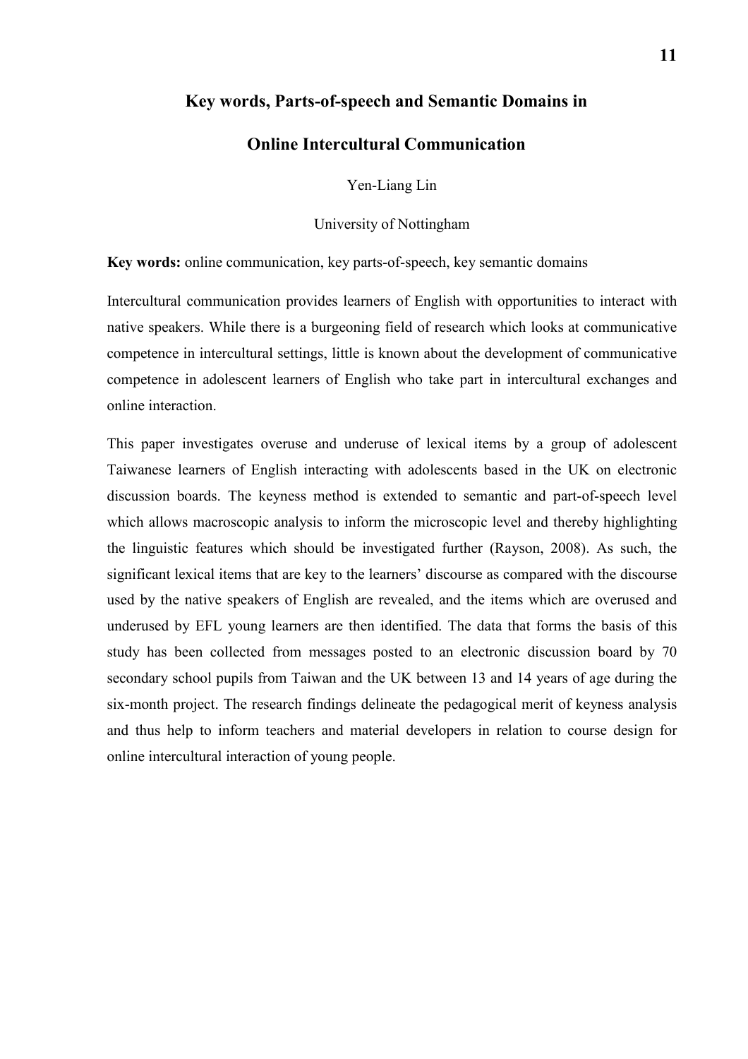# Key words, Parts-of-speech and Semantic Domains in Online Intercultural Communication

Yen-Liang Lin

University of Nottingham

**Key words:** online communication, key parts-of-speech, key semantic domains

Intercultural communication provides learners of English with opportunities to interact with native speakers. While there is a burgeoning field of research which looks at communicative competence in intercultural settings, little is known about the development of communicative competence in adolescent learners of English who take part in intercultural exchanges and online interaction.

This paper investigates overuse and underuse of lexical items by a group of adolescent Taiwanese learners of English interacting with adolescents based in the UK on electronic discussion boards. The keyness method is extended to semantic and part-of-speech level which allows macroscopic analysis to inform the microscopic level and thereby highlighting the linguistic features which should be investigated further (Rayson, 2008). As such, the significant lexical items that are key to the learners' discourse as compared with the discourse used by the native speakers of English are revealed, and the items which are overused and underused by EFL young learners are then identified. The data that forms the basis of this study has been collected from messages posted to an electronic discussion board by 70 secondary school pupils from Taiwan and the UK between 13 and 14 years of age during the six-month project. The research findings delineate the pedagogical merit of keyness analysis and thus help to inform teachers and material developers in relation to course design for online intercultural interaction of young people.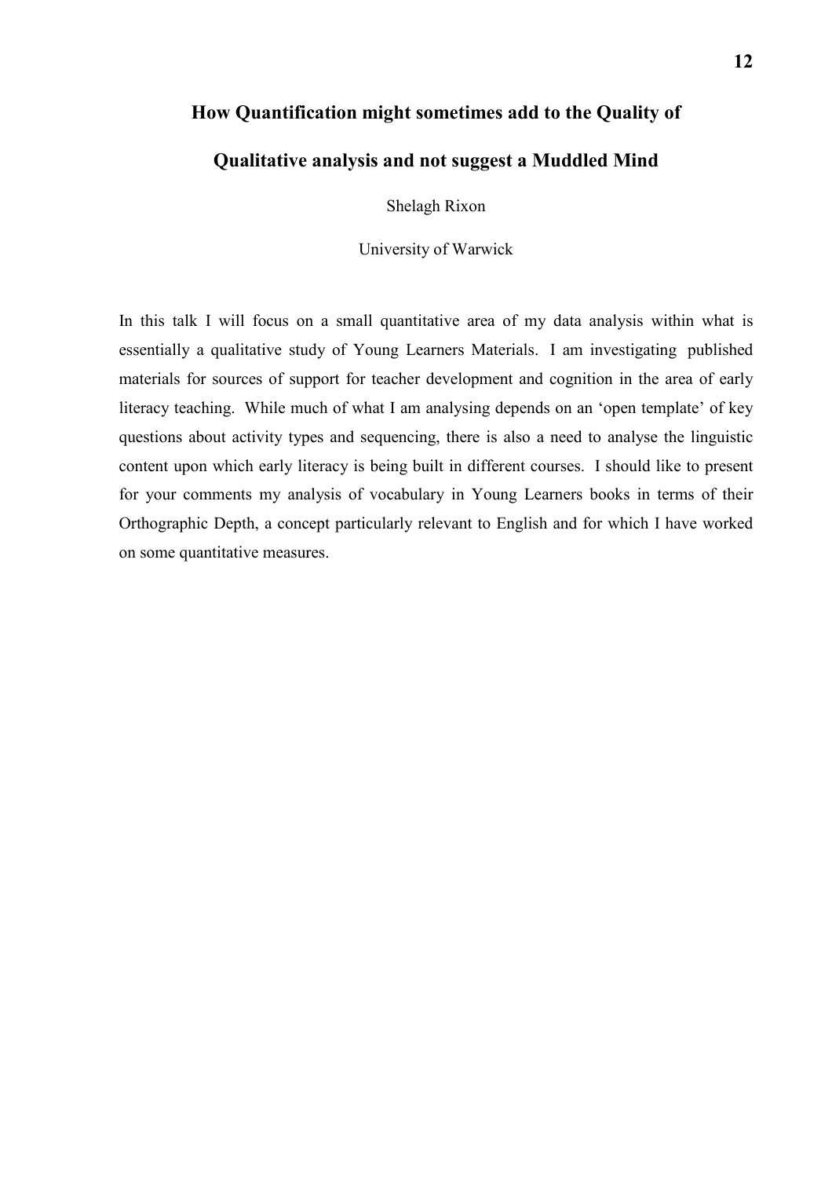# How Quantification might sometimes add to the Quality of Qualitative analysis and not suggest a Muddled Mind

Shelagh Rixon

University of Warwick

In this talk I will focus on a small quantitative area of my data analysis within what is essentially a qualitative study of Young Learners Materials. I am investigating published materials for sources of support for teacher development and cognition in the area of early literacy teaching. While much of what I am analysing depends on an 'open template' of key questions about activity types and sequencing, there is also a need to analyse the linguistic content upon which early literacy is being built in different courses. I should like to present for your comments my analysis of vocabulary in Young Learners books in terms of their Orthographic Depth, a concept particularly relevant to English and for which I have worked on some quantitative measures.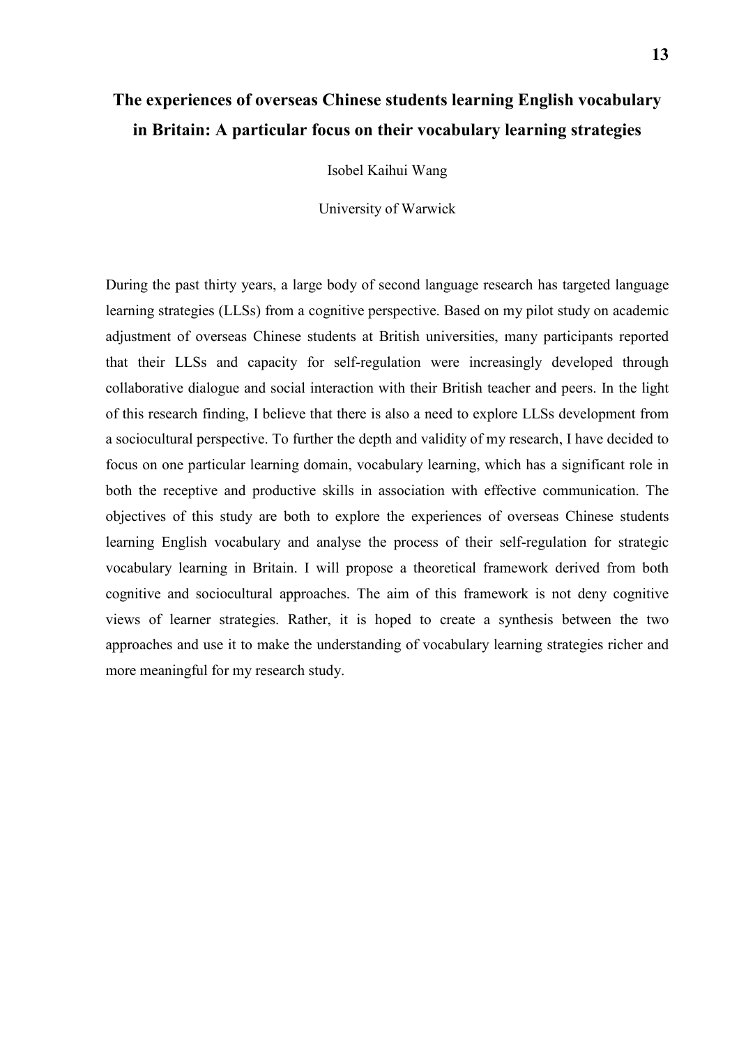# The experiences of overseas Chinese students learning English vocabulary in Britain: A particular focus on their vocabulary learning strategies

Isobel Kaihui Wang

University of Warwick

During the past thirty years, a large body of second language research has targeted language learning strategies (LLSs) from a cognitive perspective. Based on my pilot study on academic adjustment of overseas Chinese students at British universities, many participants reported that their LLSs and capacity for self-regulation were increasingly developed through collaborative dialogue and social interaction with their British teacher and peers. In the light of this research finding, I believe that there is also a need to explore LLSs development from a sociocultural perspective. To further the depth and validity of my research, I have decided to focus on one particular learning domain, vocabulary learning, which has a significant role in both the receptive and productive skills in association with effective communication. The objectives of this study are both to explore the experiences of overseas Chinese students learning English vocabulary and analyse the process of their self-regulation for strategic vocabulary learning in Britain. I will propose a theoretical framework derived from both cognitive and sociocultural approaches. The aim of this framework is not deny cognitive views of learner strategies. Rather, it is hoped to create a synthesis between the two approaches and use it to make the understanding of vocabulary learning strategies richer and more meaningful for my research study.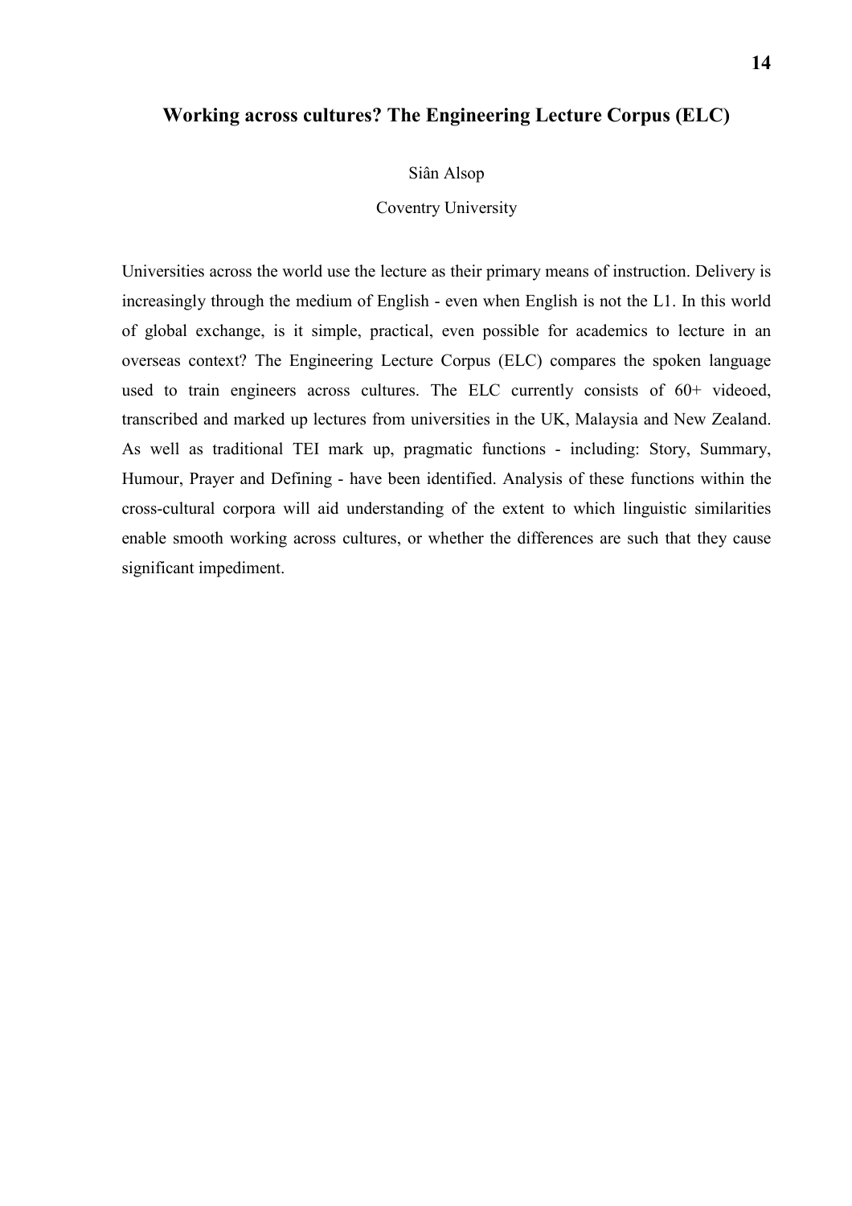## Working across cultures? The Engineering Lecture Corpus (ELC)

Siân Alsop

Coventry University

Universities across the world use the lecture as their primary means of instruction. Delivery is increasingly through the medium of English - even when English is not the L1. In this world of global exchange, is it simple, practical, even possible for academics to lecture in an overseas context? The Engineering Lecture Corpus (ELC) compares the spoken language used to train engineers across cultures. The ELC currently consists of 60+ videoed, transcribed and marked up lectures from universities in the UK, Malaysia and New Zealand. As well as traditional TEI mark up, pragmatic functions - including: Story, Summary, Humour, Prayer and Defining - have been identified. Analysis of these functions within the cross-cultural corpora will aid understanding of the extent to which linguistic similarities enable smooth working across cultures, or whether the differences are such that they cause significant impediment.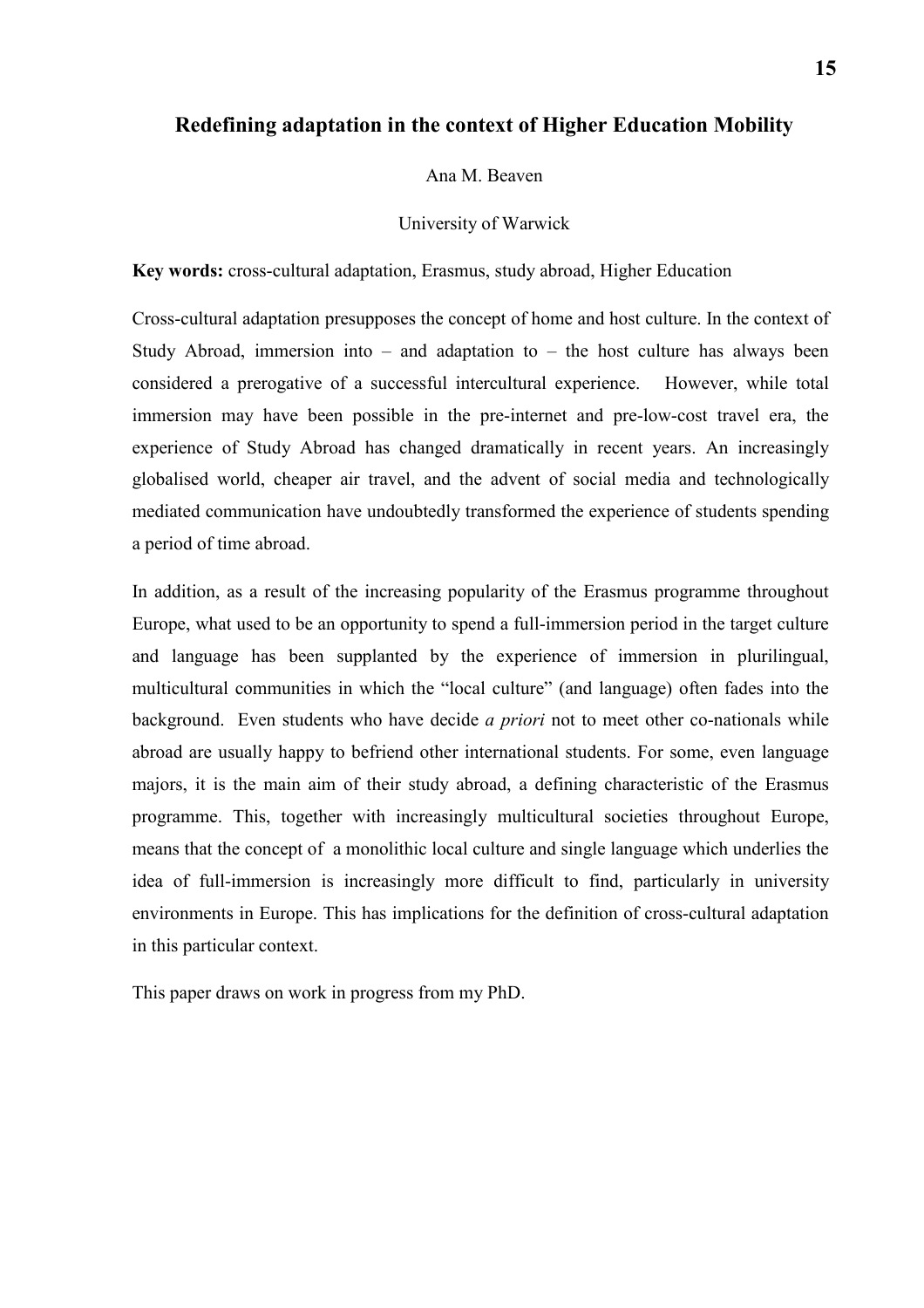## Redefining adaptation in the context of Higher Education Mobility

Ana M. Beaven

University of Warwick

**Key words:** cross-cultural adaptation, Erasmus, study abroad, Higher Education

Cross-cultural adaptation presupposes the concept of home and host culture. In the context of Study Abroad, immersion into – and adaptation to – the host culture has always been considered a prerogative of a successful intercultural experience. However, while total immersion may have been possible in the pre-internet and pre-low-cost travel era, the experience of Study Abroad has changed dramatically in recent years. An increasingly globalised world, cheaper air travel, and the advent of social media and technologically mediated communication have undoubtedly transformed the experience of students spending a period of time abroad.

In addition, as a result of the increasing popularity of the Erasmus programme throughout Europe, what used to be an opportunity to spend a full-immersion period in the target culture and language has been supplanted by the experience of immersion in plurilingual, multicultural communities in which the "local culture" (and language) often fades into the background. Even students who have decide *a priori* not to meet other co-nationals while abroad are usually happy to befriend other international students. For some, even language majors, it is the main aim of their study abroad, a defining characteristic of the Erasmus programme. This, together with increasingly multicultural societies throughout Europe, means that the concept of a monolithic local culture and single language which underlies the idea of full-immersion is increasingly more difficult to find, particularly in university environments in Europe. This has implications for the definition of cross-cultural adaptation in this particular context.

This paper draws on work in progress from my PhD.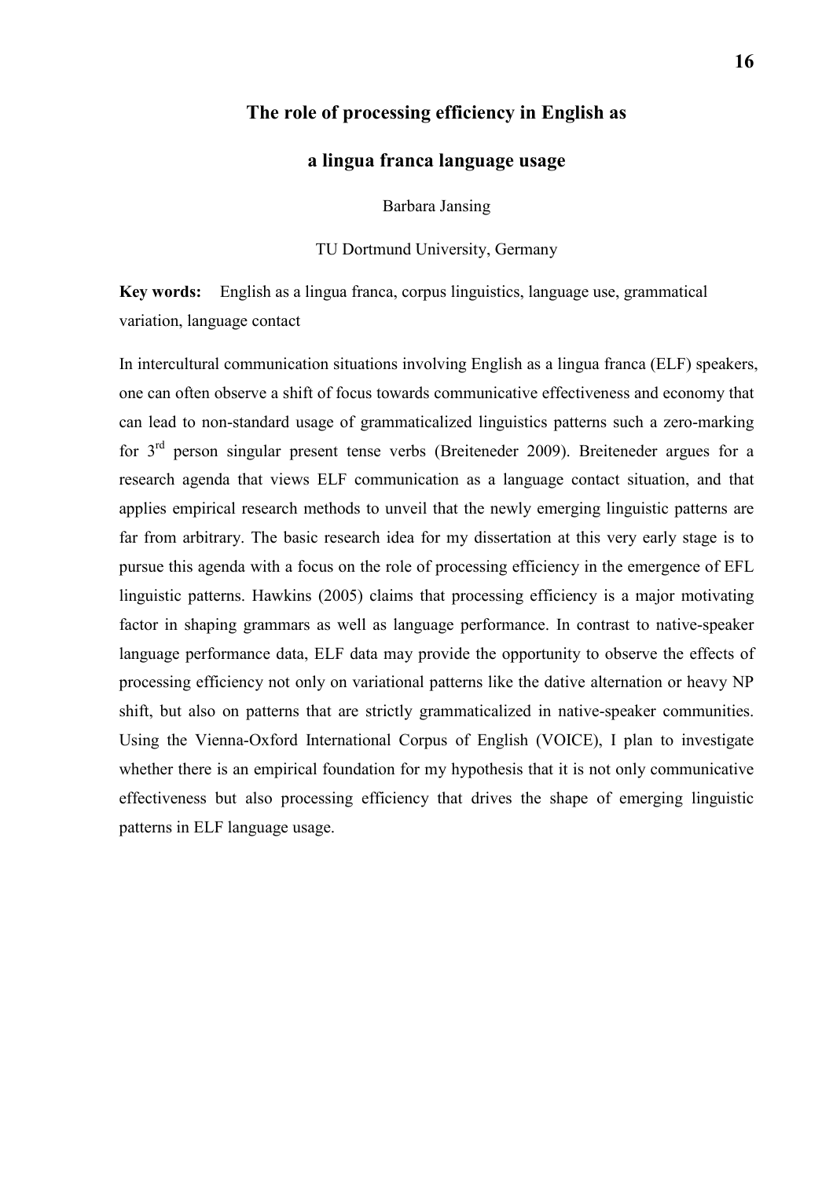# The role of processing efficiency in English as a lingua franca language usage

Barbara Jansing

TU Dortmund University, Germany

**Key words:** English as a lingua franca, corpus linguistics, language use, grammatical variation, language contact

In intercultural communication situations involving English as a lingua franca (ELF) speakers, one can often observe a shift of focus towards communicative effectiveness and economy that can lead to non-standard usage of grammaticalized linguistics patterns such a zero-marking for 3rd person singular present tense verbs (Breiteneder 2009). Breiteneder argues for a research agenda that views ELF communication as a language contact situation, and that applies empirical research methods to unveil that the newly emerging linguistic patterns are far from arbitrary. The basic research idea for my dissertation at this very early stage is to pursue this agenda with a focus on the role of processing efficiency in the emergence of EFL linguistic patterns. Hawkins (2005) claims that processing efficiency is a major motivating factor in shaping grammars as well as language performance. In contrast to native-speaker language performance data, ELF data may provide the opportunity to observe the effects of processing efficiency not only on variational patterns like the dative alternation or heavy NP shift, but also on patterns that are strictly grammaticalized in native-speaker communities. Using the Vienna-Oxford International Corpus of English (VOICE), I plan to investigate whether there is an empirical foundation for my hypothesis that it is not only communicative effectiveness but also processing efficiency that drives the shape of emerging linguistic patterns in ELF language usage.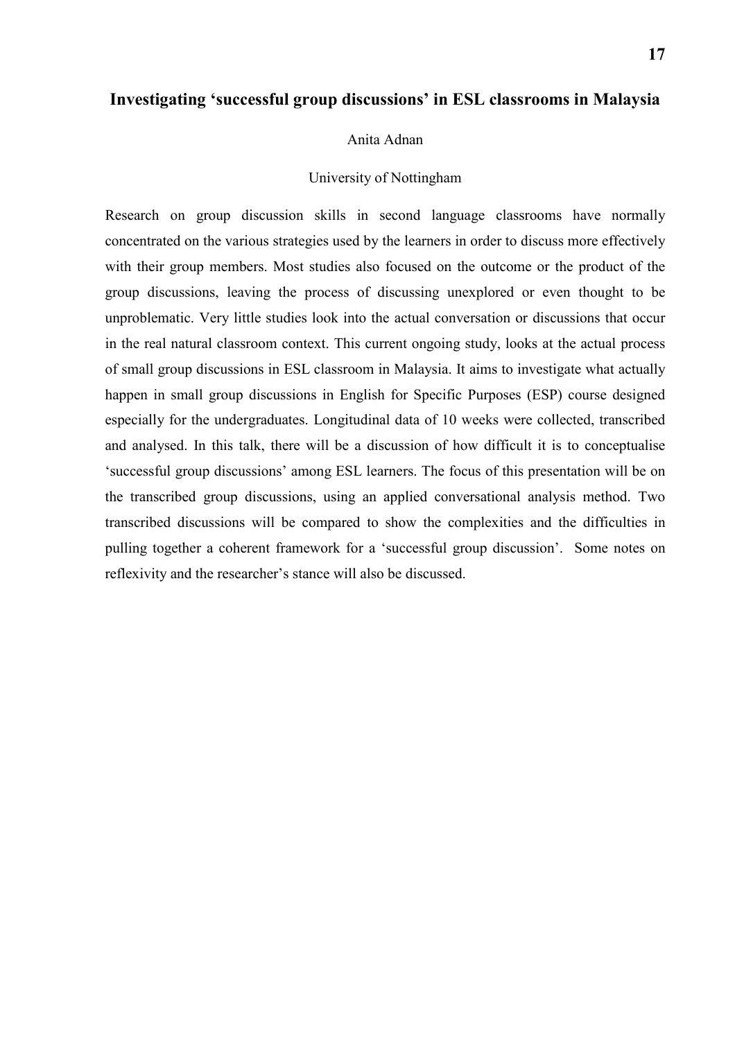## Investigating 'successful group discussions' in ESL classrooms in Malaysia

Anita Adnan

University of Nottingham

Research on group discussion skills in second language classrooms have normally concentrated on the various strategies used by the learners in order to discuss more effectively with their group members. Most studies also focused on the outcome or the product of the group discussions, leaving the process of discussing unexplored or even thought to be unproblematic. Very little studies look into the actual conversation or discussions that occur in the real natural classroom context. This current ongoing study, looks at the actual process of small group discussions in ESL classroom in Malaysia. It aims to investigate what actually happen in small group discussions in English for Specific Purposes (ESP) course designed especially for the undergraduates. Longitudinal data of 10 weeks were collected, transcribed and analysed. In this talk, there will be a discussion of how difficult it is to conceptualise 'successful group discussions' among ESL learners. The focus of this presentation will be on the transcribed group discussions, using an applied conversational analysis method. Two transcribed discussions will be compared to show the complexities and the difficulties in pulling together a coherent framework for a 'successful group discussion'. Some notes on reflexivity and the researcher's stance will also be discussed.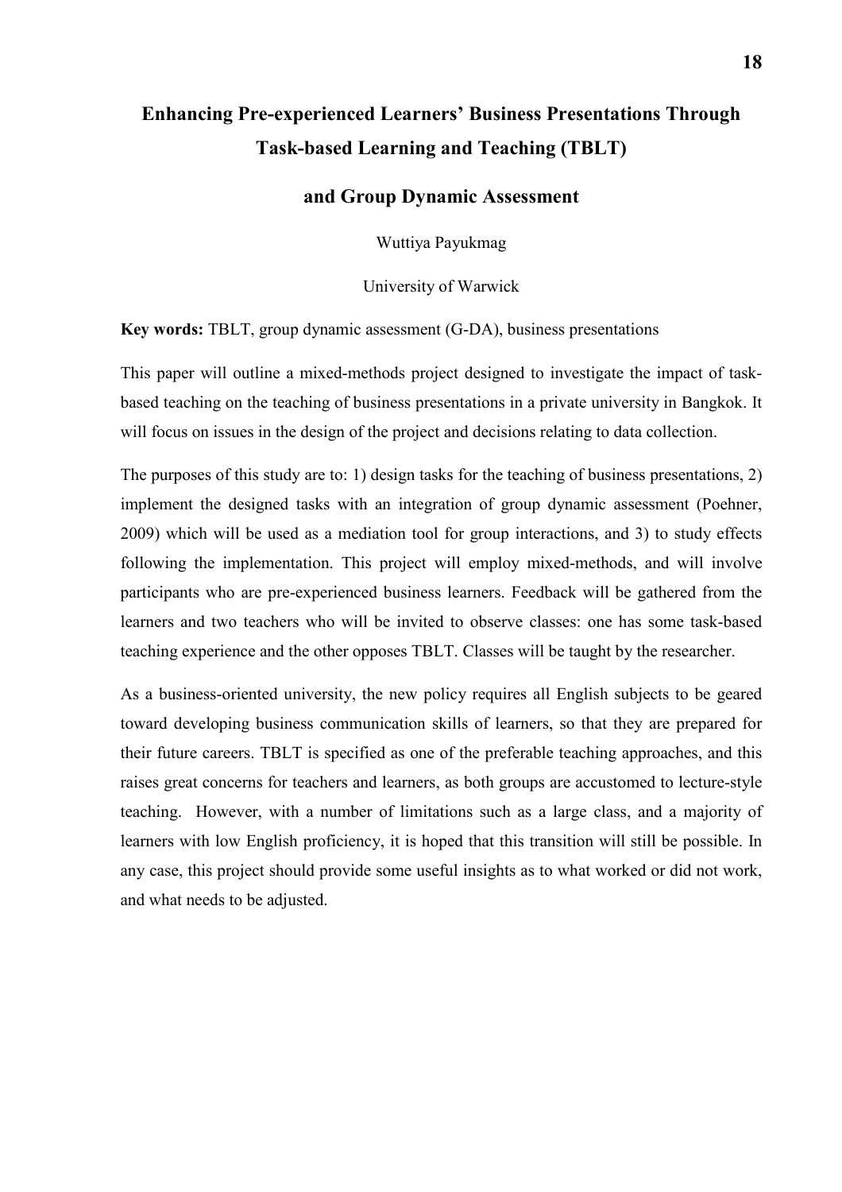# Enhancing Pre-experienced Learners' Business Presentations Through Task-based Learning and Teaching (TBLT) and Group Dynamic Assessment

Wuttiya Payukmag

University of Warwick

**Key words:** TBLT, group dynamic assessment (G-DA), business presentations

This paper will outline a mixed-methods project designed to investigate the impact of task-based teaching on the teaching of business presentations in a private university in Bangkok. It will focus on issues in the design of the project and decisions relating to data collection.

The purposes of this study are to: 1) design tasks for the teaching of business presentations, 2) implement the designed tasks with an integration of group dynamic assessment (Poehner, 2009) which will be used as a mediation tool for group interactions, and 3) to study effects following the implementation. This project will employ mixed-methods, and will involve participants who are pre-experienced business learners. Feedback will be gathered from the learners and two teachers who will be invited to observe classes: one has some task-based teaching experience and the other opposes TBLT. Classes will be taught by the researcher.

As a business-oriented university, the new policy requires all English subjects to be geared toward developing business communication skills of learners, so that they are prepared for their future careers. TBLT is specified as one of the preferable teaching approaches, and this raises great concerns for teachers and learners, as both groups are accustomed to lecture-style teaching. However, with a number of limitations such as a large class, and a majority of learners with low English proficiency, it is hoped that this transition will still be possible. In any case, this project should provide some useful insights as to what worked or did not work, and what needs to be adjusted.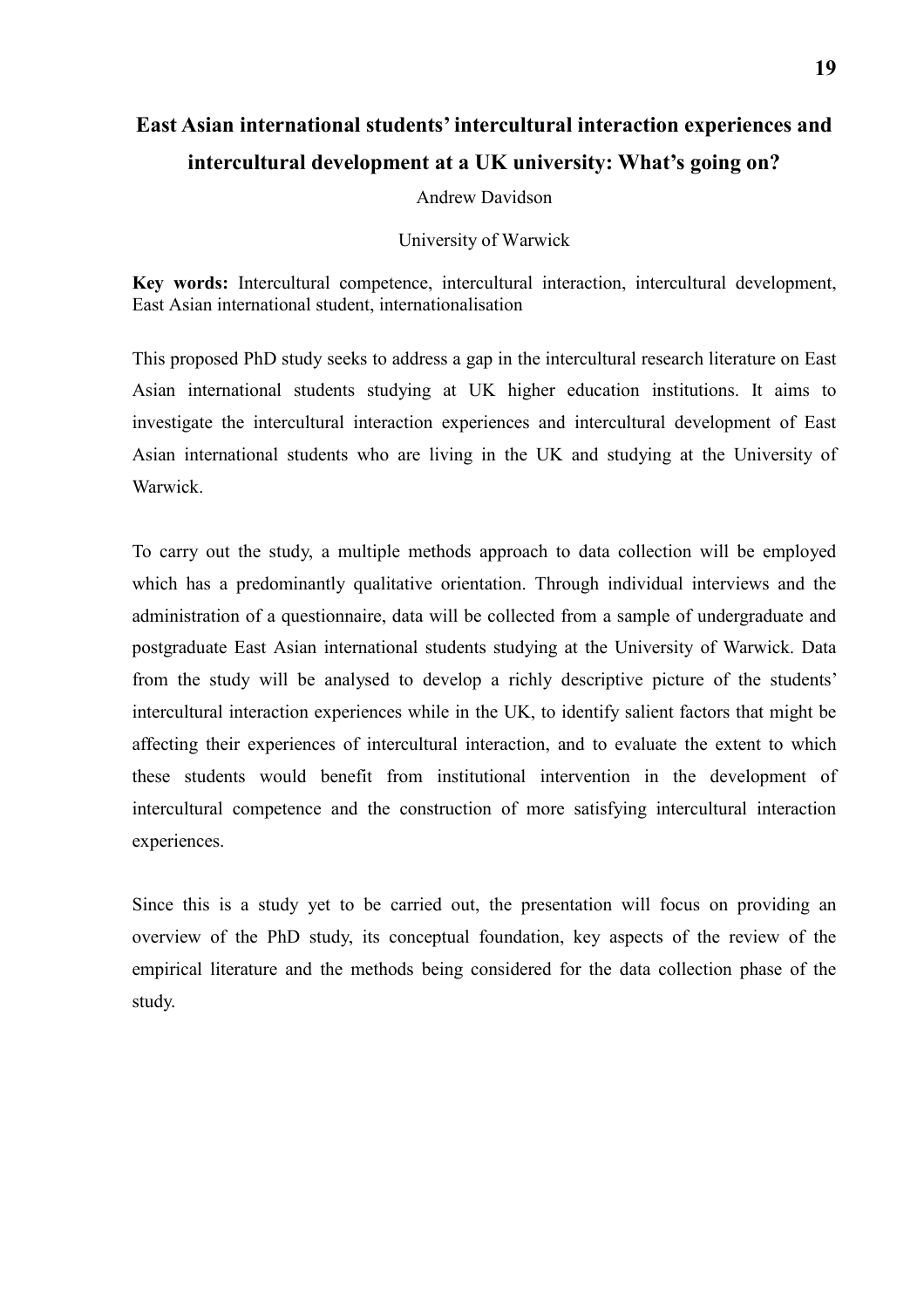# East Asian international students' intercultural interaction experiences and intercultural development at a UK university: What's going on?

Andrew Davidson

University of Warwick

**Key words:** Intercultural competence, intercultural interaction, intercultural development, East Asian international student, internationalisation

This proposed PhD study seeks to address a gap in the intercultural research literature on East Asian international students studying at UK higher education institutions. It aims to investigate the intercultural interaction experiences and intercultural development of East Asian international students who are living in the UK and studying at the University of Warwick.

To carry out the study, a multiple methods approach to data collection will be employed which has a predominantly qualitative orientation. Through individual interviews and the administration of a questionnaire, data will be collected from a sample of undergraduate and postgraduate East Asian international students studying at the University of Warwick. Data from the study will be analysed to develop a richly descriptive picture of the students' intercultural interaction experiences while in the UK, to identify salient factors that might be affecting their experiences of intercultural interaction, and to evaluate the extent to which these students would benefit from institutional intervention in the development of intercultural competence and the construction of more satisfying intercultural interaction experiences.

Since this is a study yet to be carried out, the presentation will focus on providing an overview of the PhD study, its conceptual foundation, key aspects of the review of the empirical literature and the methods being considered for the data collection phase of the study.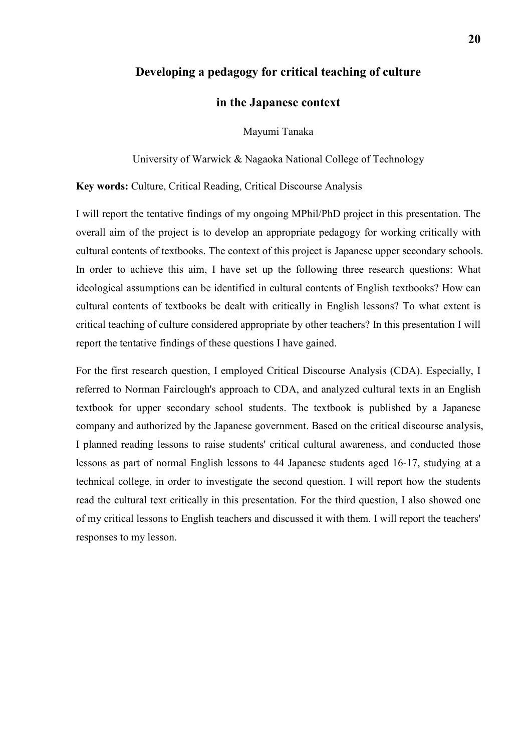# Developing a pedagogy for critical teaching of culture in the Japanese context

Mayumi Tanaka

University of Warwick & Nagaoka National College of Technology

**Key words:** Culture, Critical Reading, Critical Discourse Analysis

I will report the tentative findings of my ongoing MPhil/PhD project in this presentation. The overall aim of the project is to develop an appropriate pedagogy for working critically with cultural contents of textbooks. The context of this project is Japanese upper secondary schools. In order to achieve this aim, I have set up the following three research questions: What ideological assumptions can be identified in cultural contents of English textbooks? How can cultural contents of textbooks be dealt with critically in English lessons? To what extent is critical teaching of culture considered appropriate by other teachers? In this presentation I will report the tentative findings of these questions I have gained.

For the first research question, I employed Critical Discourse Analysis (CDA). Especially, I referred to Norman Fairclough's approach to CDA, and analyzed cultural texts in an English textbook for upper secondary school students. The textbook is published by a Japanese company and authorized by the Japanese government. Based on the critical discourse analysis, I planned reading lessons to raise students' critical cultural awareness, and conducted those lessons as part of normal English lessons to 44 Japanese students aged 16-17, studying at a technical college, in order to investigate the second question. I will report how the students read the cultural text critically in this presentation. For the third question, I also showed one of my critical lessons to English teachers and discussed it with them. I will report the teachers' responses to my lesson.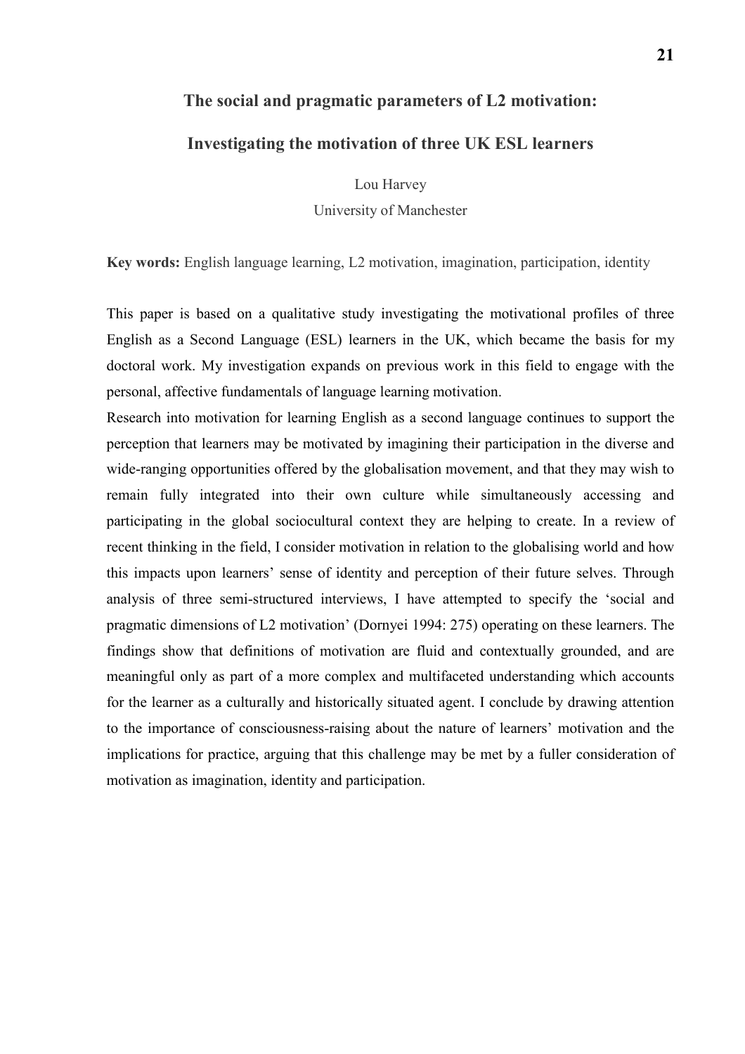# The social and pragmatic parameters of L2 motivation:

# Investigating the motivation of three UK ESL learners

Lou Harvey

University of Manchester

**Key words:** English language learning, L2 motivation, imagination, participation, identity

This paper is based on a qualitative study investigating the motivational profiles of three English as a Second Language (ESL) learners in the UK, which became the basis for my doctoral work. My investigation expands on previous work in this field to engage with the personal, affective fundamentals of language learning motivation.

Research into motivation for learning English as a second language continues to support the perception that learners may be motivated by imagining their participation in the diverse and wide-ranging opportunities offered by the globalisation movement, and that they may wish to remain fully integrated into their own culture while simultaneously accessing and participating in the global sociocultural context they are helping to create. In a review of recent thinking in the field, I consider motivation in relation to the globalising world and how this impacts upon learners' sense of identity and perception of their future selves. Through analysis of three semi-structured interviews, I have attempted to specify the 'social and pragmatic dimensions of L2 motivation' (Dornyei 1994: 275) operating on these learners. The findings show that definitions of motivation are fluid and contextually grounded, and are meaningful only as part of a more complex and multifaceted understanding which accounts for the learner as a culturally and historically situated agent. I conclude by drawing attention to the importance of consciousness-raising about the nature of learners' motivation and the implications for practice, arguing that this challenge may be met by a fuller consideration of motivation as imagination, identity and participation.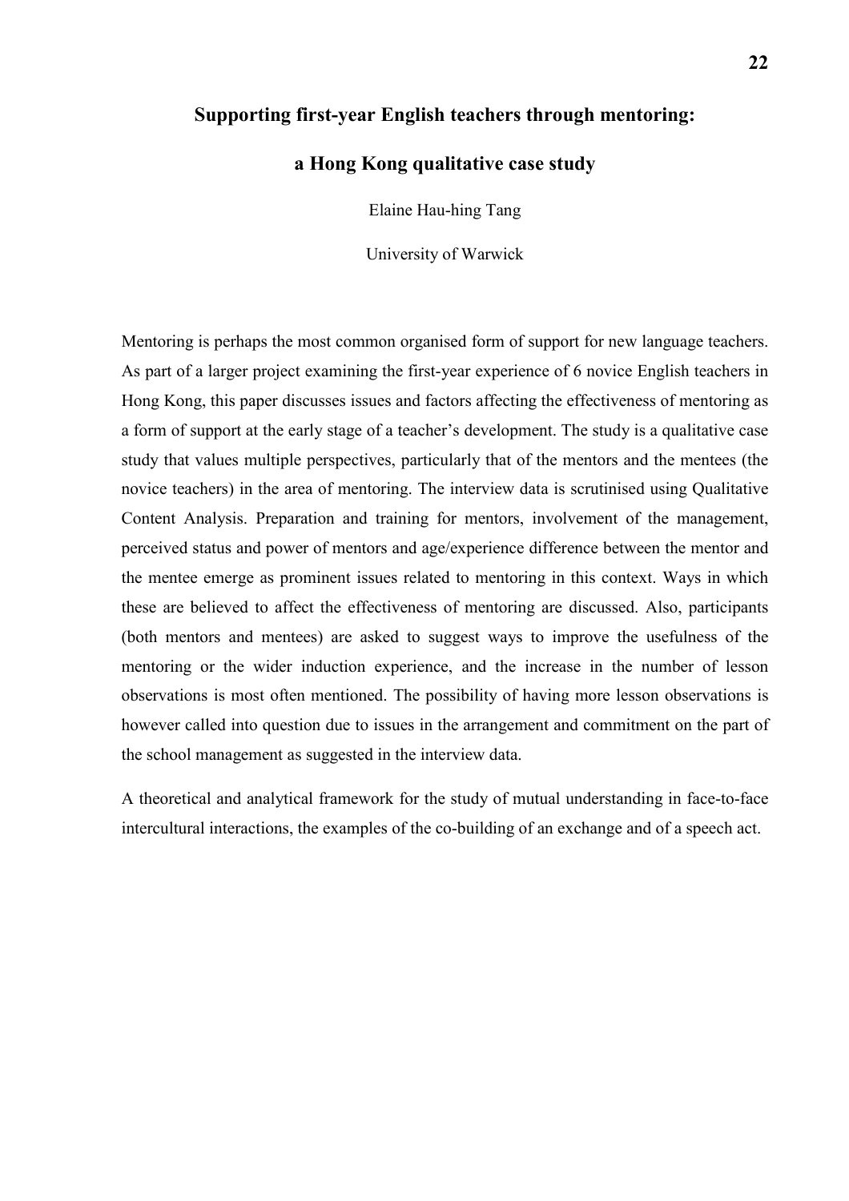## Supporting first-year English teachers through mentoring:

## a Hong Kong qualitative case study

Elaine Hau-hing Tang

University of Warwick

Mentoring is perhaps the most common organised form of support for new language teachers. As part of a larger project examining the first-year experience of 6 novice English teachers in Hong Kong, this paper discusses issues and factors affecting the effectiveness of mentoring as a form of support at the early stage of a teacher's development. The study is a qualitative case study that values multiple perspectives, particularly that of the mentors and the mentees (the novice teachers) in the area of mentoring. The interview data is scrutinised using Qualitative Content Analysis. Preparation and training for mentors, involvement of the management, perceived status and power of mentors and age/experience difference between the mentor and the mentee emerge as prominent issues related to mentoring in this context. Ways in which these are believed to affect the effectiveness of mentoring are discussed. Also, participants (both mentors and mentees) are asked to suggest ways to improve the usefulness of the mentoring or the wider induction experience, and the increase in the number of lesson observations is most often mentioned. The possibility of having more lesson observations is however called into question due to issues in the arrangement and commitment on the part of the school management as suggested in the interview data.

A theoretical and analytical framework for the study of mutual understanding in face-to-face intercultural interactions, the examples of the co-building of an exchange and of a speech act.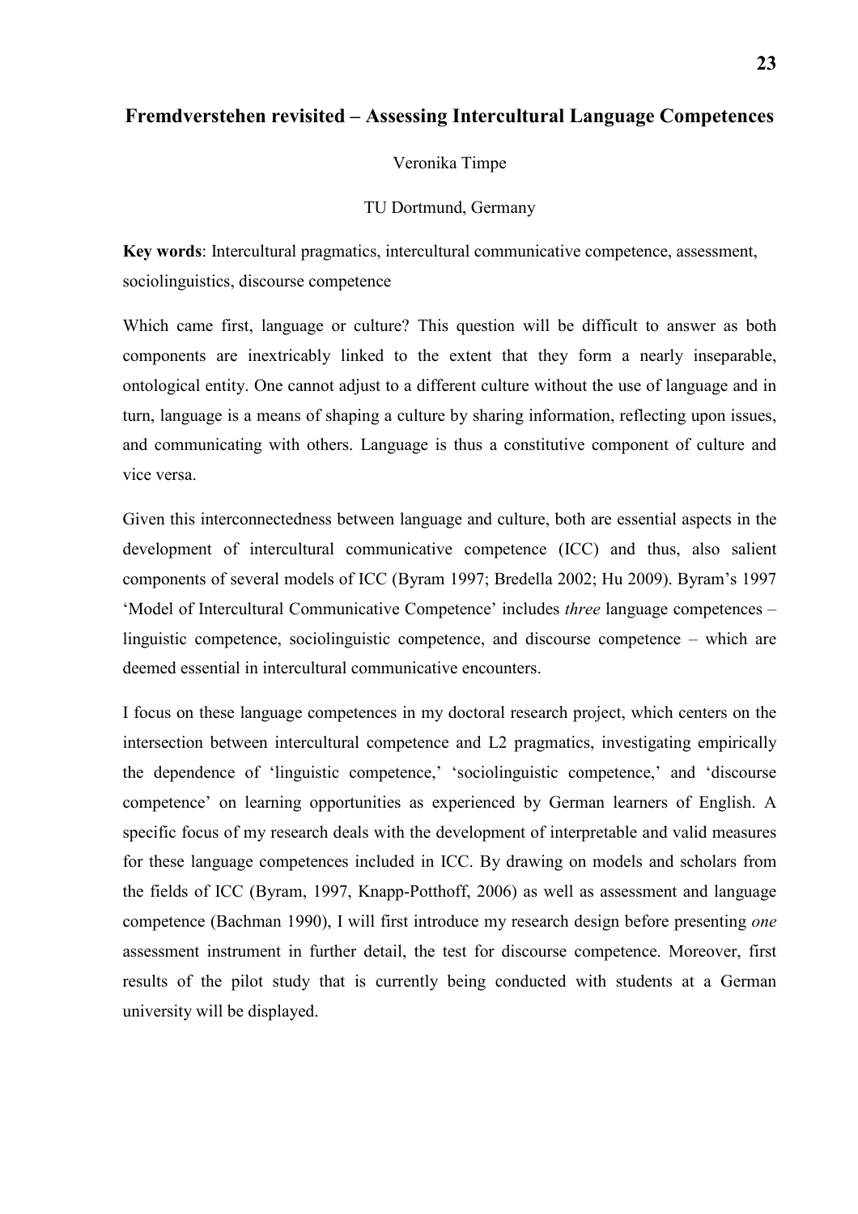# Fremdverstehen revisited – Assessing Intercultural Language Competences

Veronika Timpe

TU Dortmund, Germany

**Key words**: Intercultural pragmatics, intercultural communicative competence, assessment, sociolinguistics, discourse competence

Which came first, language or culture? This question will be difficult to answer as both components are inextricably linked to the extent that they form a nearly inseparable, ontological entity. One cannot adjust to a different culture without the use of language and in turn, language is a means of shaping a culture by sharing information, reflecting upon issues, and communicating with others. Language is thus a constitutive component of culture and vice versa.

Given this interconnectedness between language and culture, both are essential aspects in the development of intercultural communicative competence (ICC) and thus, also salient components of several models of ICC (Byram 1997; Bredella 2002; Hu 2009). Byram's 1997 'Model of Intercultural Communicative Competence' includes *three* language competences – linguistic competence, sociolinguistic competence, and discourse competence – which are deemed essential in intercultural communicative encounters.

I focus on these language competences in my doctoral research project, which centers on the intersection between intercultural competence and L2 pragmatics, investigating empirically the dependence of 'linguistic competence,' 'sociolinguistic competence,' and 'discourse competence' on learning opportunities as experienced by German learners of English. A specific focus of my research deals with the development of interpretable and valid measures for these language competences included in ICC. By drawing on models and scholars from the fields of ICC (Byram, 1997, Knapp-Potthoff, 2006) as well as assessment and language competence (Bachman 1990), I will first introduce my research design before presenting *one* assessment instrument in further detail, the test for discourse competence. Moreover, first results of the pilot study that is currently being conducted with students at a German university will be displayed.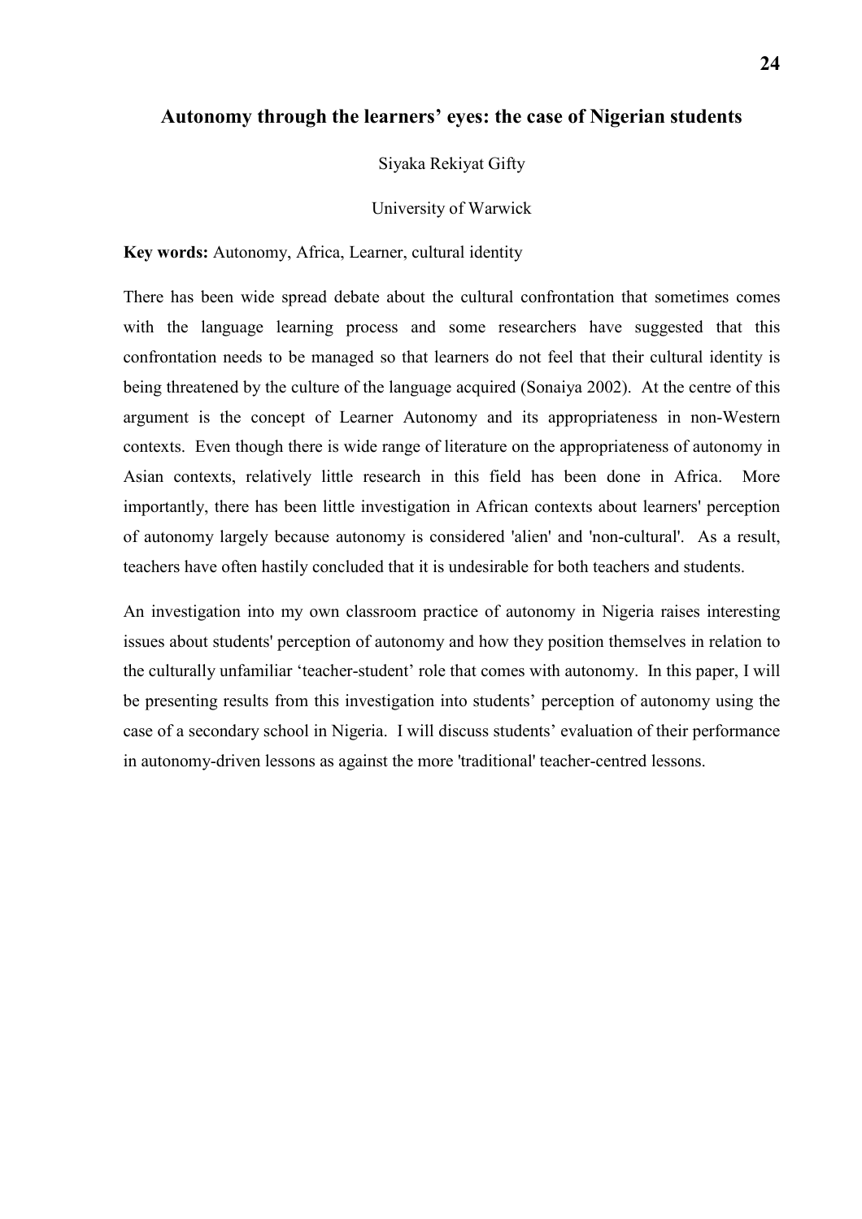## Autonomy through the learners' eyes: the case of Nigerian students

Siyaka Rekiyat Gifty

University of Warwick

**Key words:** Autonomy, Africa, Learner, cultural identity

There has been wide spread debate about the cultural confrontation that sometimes comes with the language learning process and some researchers have suggested that this confrontation needs to be managed so that learners do not feel that their cultural identity is being threatened by the culture of the language acquired (Sonaiya 2002). At the centre of this argument is the concept of Learner Autonomy and its appropriateness in non-Western contexts. Even though there is wide range of literature on the appropriateness of autonomy in Asian contexts, relatively little research in this field has been done in Africa. More importantly, there has been little investigation in African contexts about learners' perception of autonomy largely because autonomy is considered 'alien' and 'non-cultural'. As a result, teachers have often hastily concluded that it is undesirable for both teachers and students.

An investigation into my own classroom practice of autonomy in Nigeria raises interesting issues about students' perception of autonomy and how they position themselves in relation to the culturally unfamiliar 'teacher-student' role that comes with autonomy. In this paper, I will be presenting results from this investigation into students' perception of autonomy using the case of a secondary school in Nigeria. I will discuss students' evaluation of their performance in autonomy-driven lessons as against the more 'traditional' teacher-centred lessons.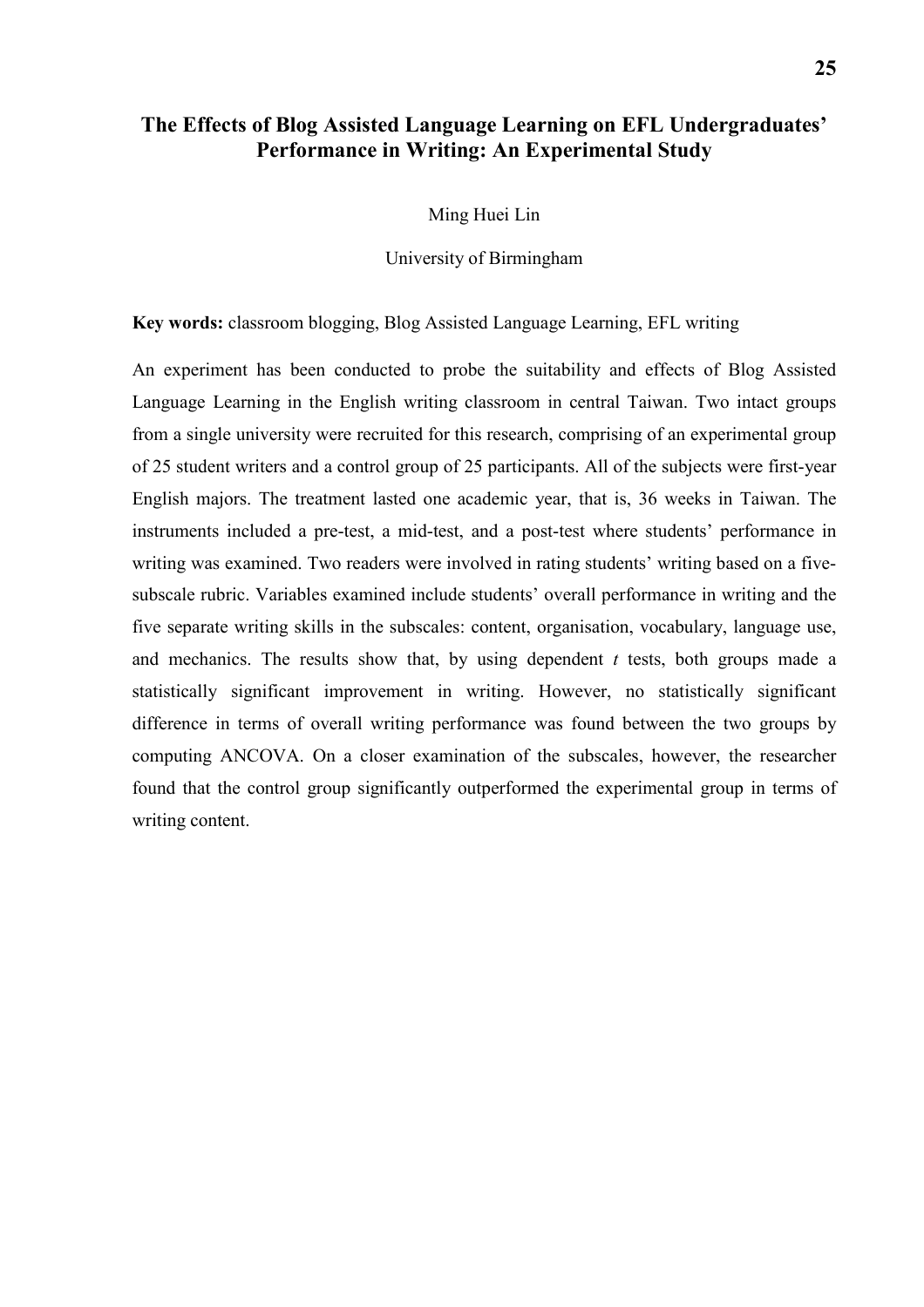# The Effects of Blog Assisted Language Learning on EFL Undergraduates' Performance in Writing: An Experimental Study

Ming Huei Lin

University of Birmingham

**Key words:** classroom blogging, Blog Assisted Language Learning, EFL writing

An experiment has been conducted to probe the suitability and effects of Blog Assisted Language Learning in the English writing classroom in central Taiwan. Two intact groups from a single university were recruited for this research, comprising of an experimental group of 25 student writers and a control group of 25 participants. All of the subjects were first-year English majors. The treatment lasted one academic year, that is, 36 weeks in Taiwan. The instruments included a pre-test, a mid-test, and a post-test where students' performance in writing was examined. Two readers were involved in rating students' writing based on a five-subscale rubric. Variables examined include students' overall performance in writing and the five separate writing skills in the subscales: content, organisation, vocabulary, language use, and mechanics. The results show that, by using dependent *t* tests, both groups made a statistically significant improvement in writing. However, no statistically significant difference in terms of overall writing performance was found between the two groups by computing ANCOVA. On a closer examination of the subscales, however, the researcher found that the control group significantly outperformed the experimental group in terms of writing content.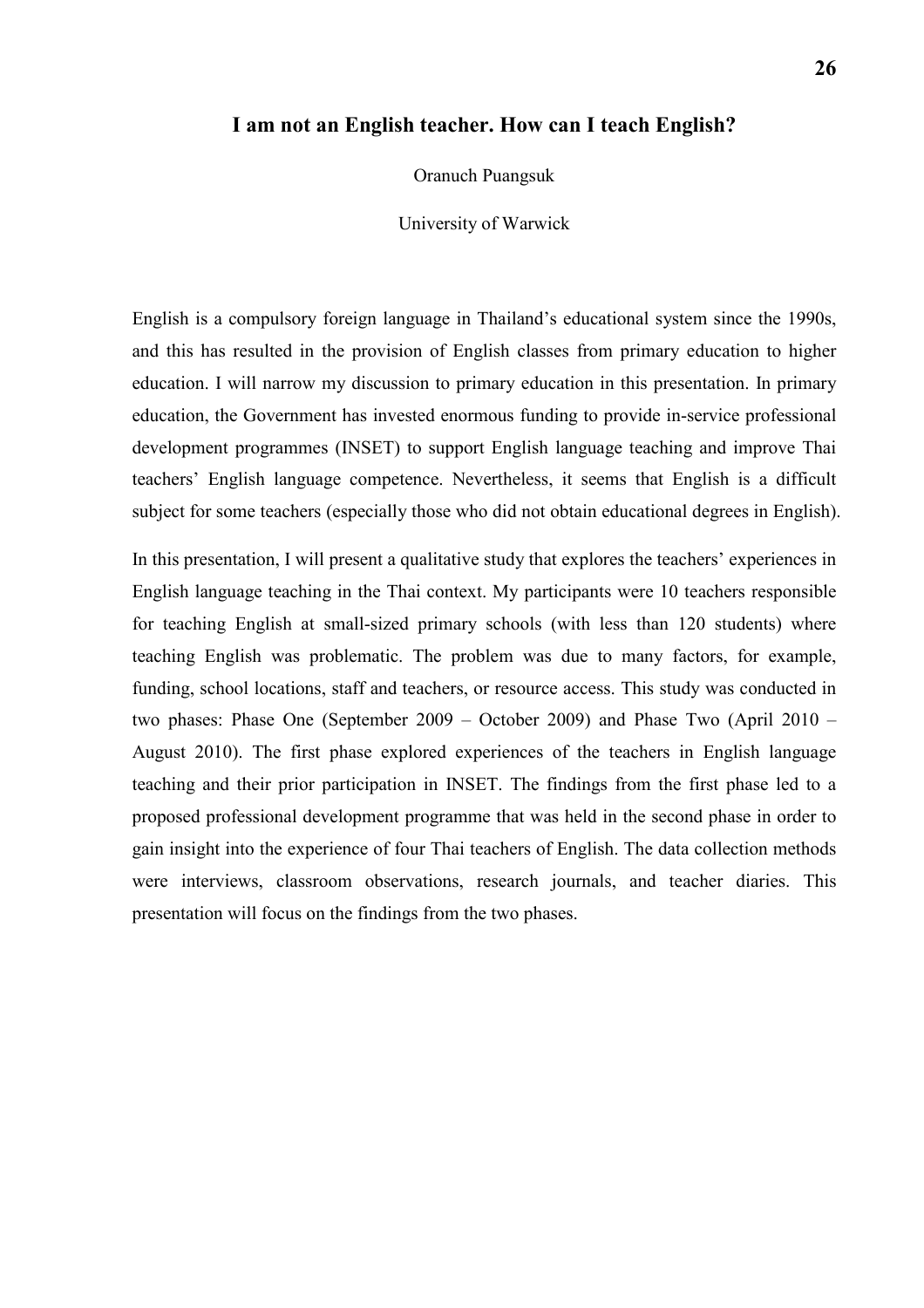## I am not an English teacher. How can I teach English?

Oranuch Puangsuk

University of Warwick

English is a compulsory foreign language in Thailand's educational system since the 1990s, and this has resulted in the provision of English classes from primary education to higher education. I will narrow my discussion to primary education in this presentation. In primary education, the Government has invested enormous funding to provide in-service professional development programmes (INSET) to support English language teaching and improve Thai teachers' English language competence. Nevertheless, it seems that English is a difficult subject for some teachers (especially those who did not obtain educational degrees in English).

In this presentation, I will present a qualitative study that explores the teachers' experiences in English language teaching in the Thai context. My participants were 10 teachers responsible for teaching English at small-sized primary schools (with less than 120 students) where teaching English was problematic. The problem was due to many factors, for example, funding, school locations, staff and teachers, or resource access. This study was conducted in two phases: Phase One (September 2009 – October 2009) and Phase Two (April 2010 – August 2010). The first phase explored experiences of the teachers in English language teaching and their prior participation in INSET. The findings from the first phase led to a proposed professional development programme that was held in the second phase in order to gain insight into the experience of four Thai teachers of English. The data collection methods were interviews, classroom observations, research journals, and teacher diaries. This presentation will focus on the findings from the two phases.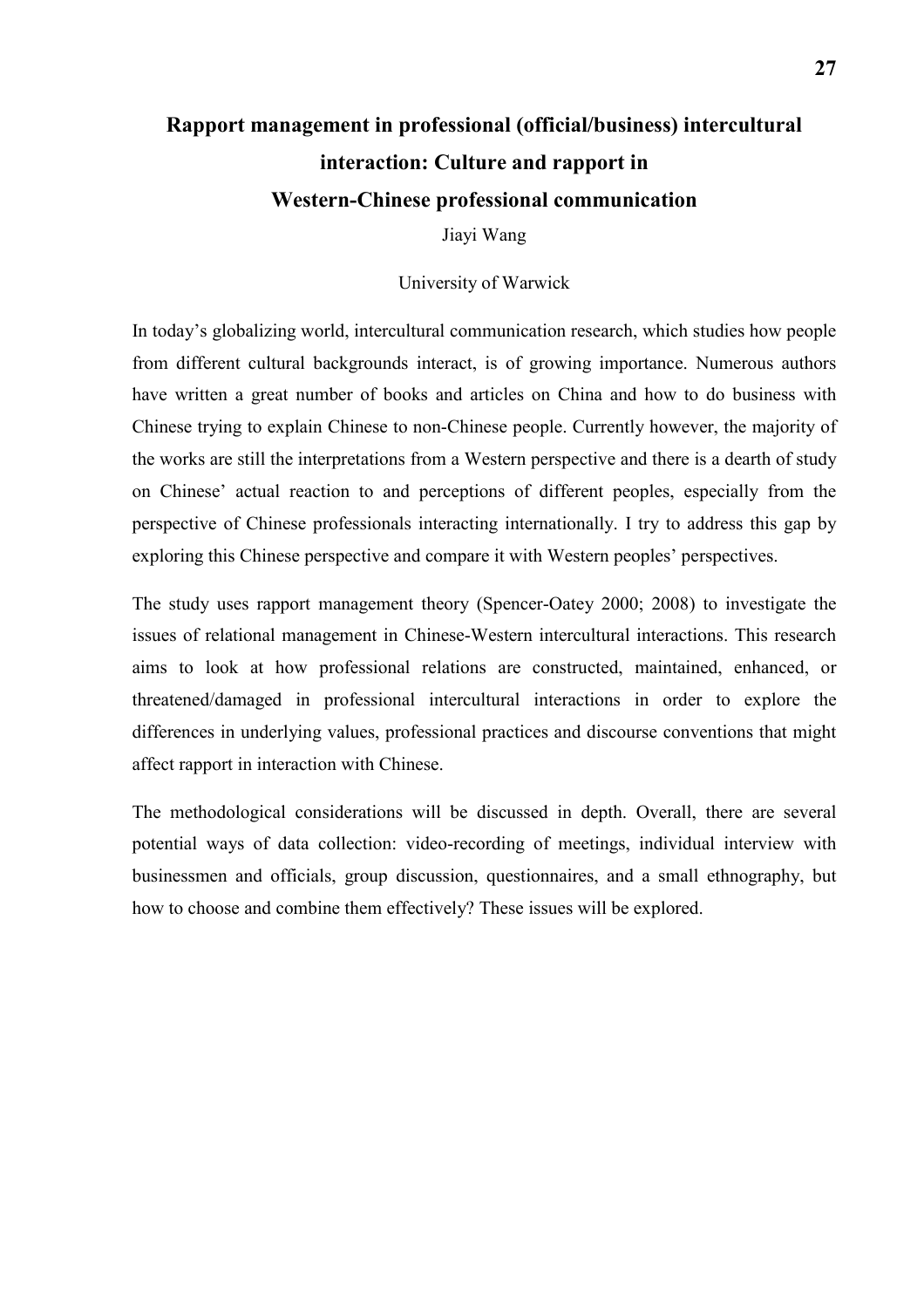# Rapport management in professional (official/business) intercultural interaction: Culture and rapport in Western-Chinese professional communication

Jiayi Wang

University of Warwick

In today's globalizing world, intercultural communication research, which studies how people from different cultural backgrounds interact, is of growing importance. Numerous authors have written a great number of books and articles on China and how to do business with Chinese trying to explain Chinese to non-Chinese people. Currently however, the majority of the works are still the interpretations from a Western perspective and there is a dearth of study on Chinese' actual reaction to and perceptions of different peoples, especially from the perspective of Chinese professionals interacting internationally. I try to address this gap by exploring this Chinese perspective and compare it with Western peoples' perspectives.

The study uses rapport management theory (Spencer-Oatey 2000; 2008) to investigate the issues of relational management in Chinese-Western intercultural interactions. This research aims to look at how professional relations are constructed, maintained, enhanced, or threatened/damaged in professional intercultural interactions in order to explore the differences in underlying values, professional practices and discourse conventions that might affect rapport in interaction with Chinese.

The methodological considerations will be discussed in depth. Overall, there are several potential ways of data collection: video-recording of meetings, individual interview with businessmen and officials, group discussion, questionnaires, and a small ethnography, but how to choose and combine them effectively? These issues will be explored.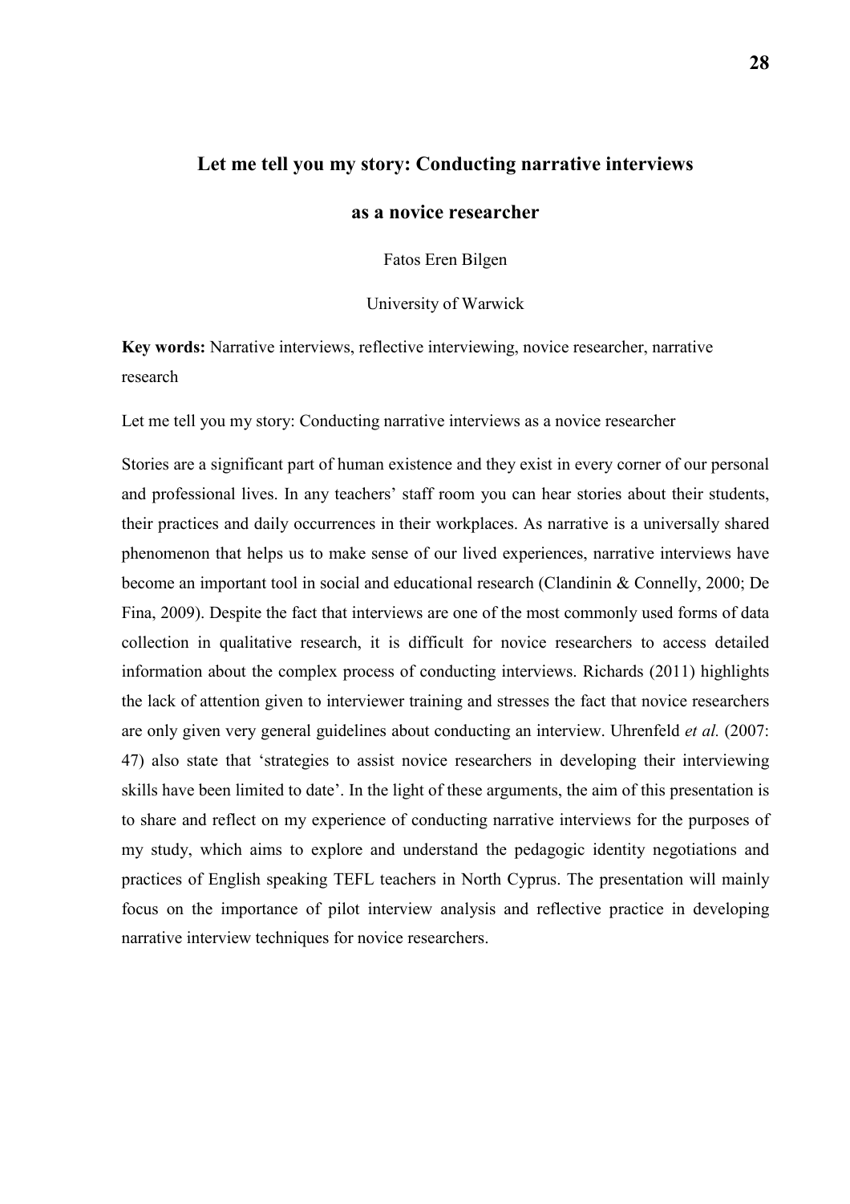## Let me tell you my story: Conducting narrative interviews as a novice researcher

Fatos Eren Bilgen

University of Warwick

**Key words:** Narrative interviews, reflective interviewing, novice researcher, narrative research

Let me tell you my story: Conducting narrative interviews as a novice researcher

Stories are a significant part of human existence and they exist in every corner of our personal and professional lives. In any teachers' staff room you can hear stories about their students, their practices and daily occurrences in their workplaces. As narrative is a universally shared phenomenon that helps us to make sense of our lived experiences, narrative interviews have become an important tool in social and educational research (Clandinin & Connelly, 2000; De Fina, 2009). Despite the fact that interviews are one of the most commonly used forms of data collection in qualitative research, it is difficult for novice researchers to access detailed information about the complex process of conducting interviews. Richards (2011) highlights the lack of attention given to interviewer training and stresses the fact that novice researchers are only given very general guidelines about conducting an interview. Uhrenfeld *et al.* (2007: 47) also state that 'strategies to assist novice researchers in developing their interviewing skills have been limited to date'. In the light of these arguments, the aim of this presentation is to share and reflect on my experience of conducting narrative interviews for the purposes of my study, which aims to explore and understand the pedagogic identity negotiations and practices of English speaking TEFL teachers in North Cyprus. The presentation will mainly focus on the importance of pilot interview analysis and reflective practice in developing narrative interview techniques for novice researchers.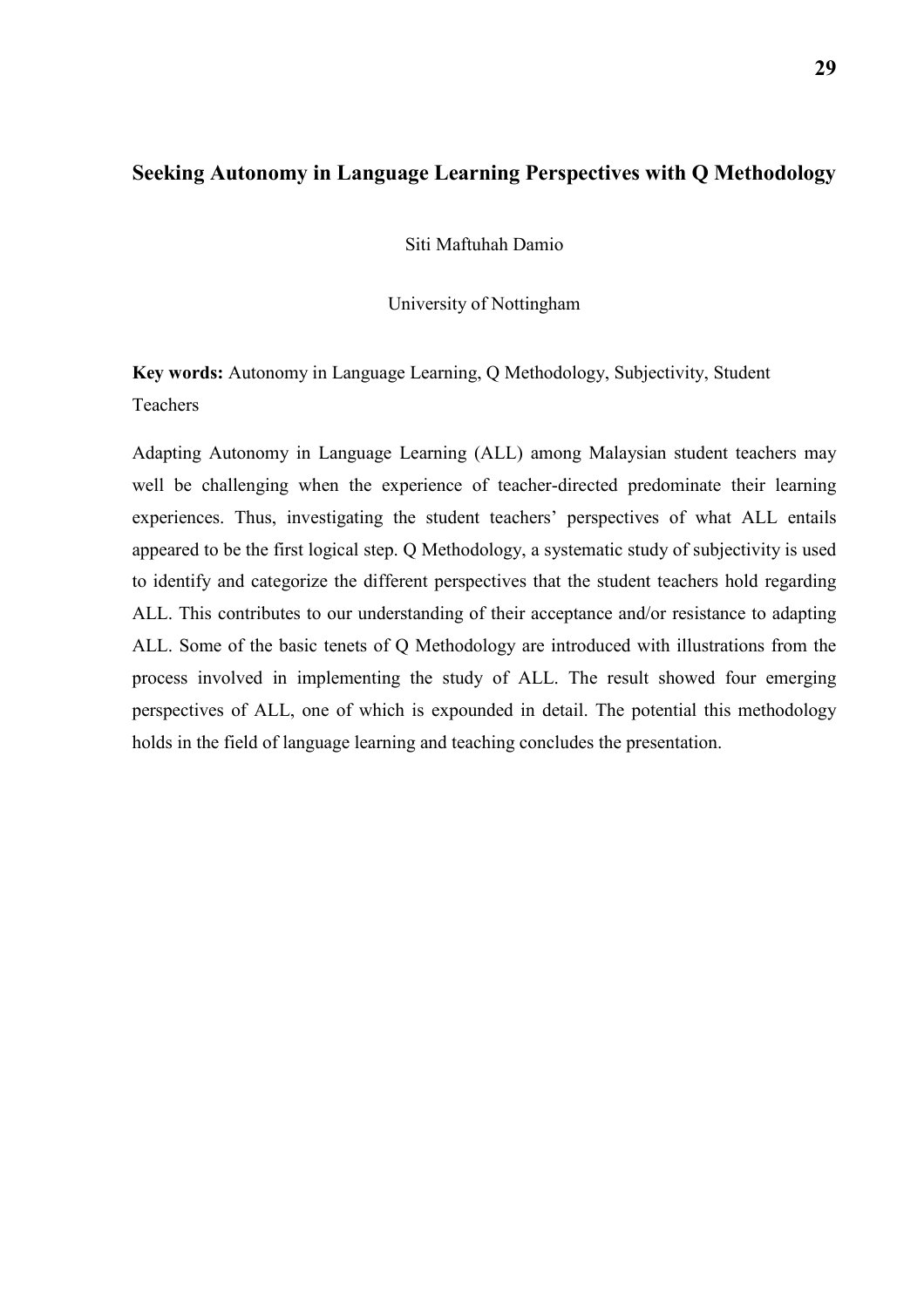## Seeking Autonomy in Language Learning Perspectives with Q Methodology

Siti Maftuhah Damio

University of Nottingham

**Key words:** Autonomy in Language Learning, Q Methodology, Subjectivity, Student Teachers

Adapting Autonomy in Language Learning (ALL) among Malaysian student teachers may well be challenging when the experience of teacher-directed predominate their learning experiences. Thus, investigating the student teachers' perspectives of what ALL entails appeared to be the first logical step. Q Methodology, a systematic study of subjectivity is used to identify and categorize the different perspectives that the student teachers hold regarding ALL. This contributes to our understanding of their acceptance and/or resistance to adapting ALL. Some of the basic tenets of Q Methodology are introduced with illustrations from the process involved in implementing the study of ALL. The result showed four emerging perspectives of ALL, one of which is expounded in detail. The potential this methodology holds in the field of language learning and teaching concludes the presentation.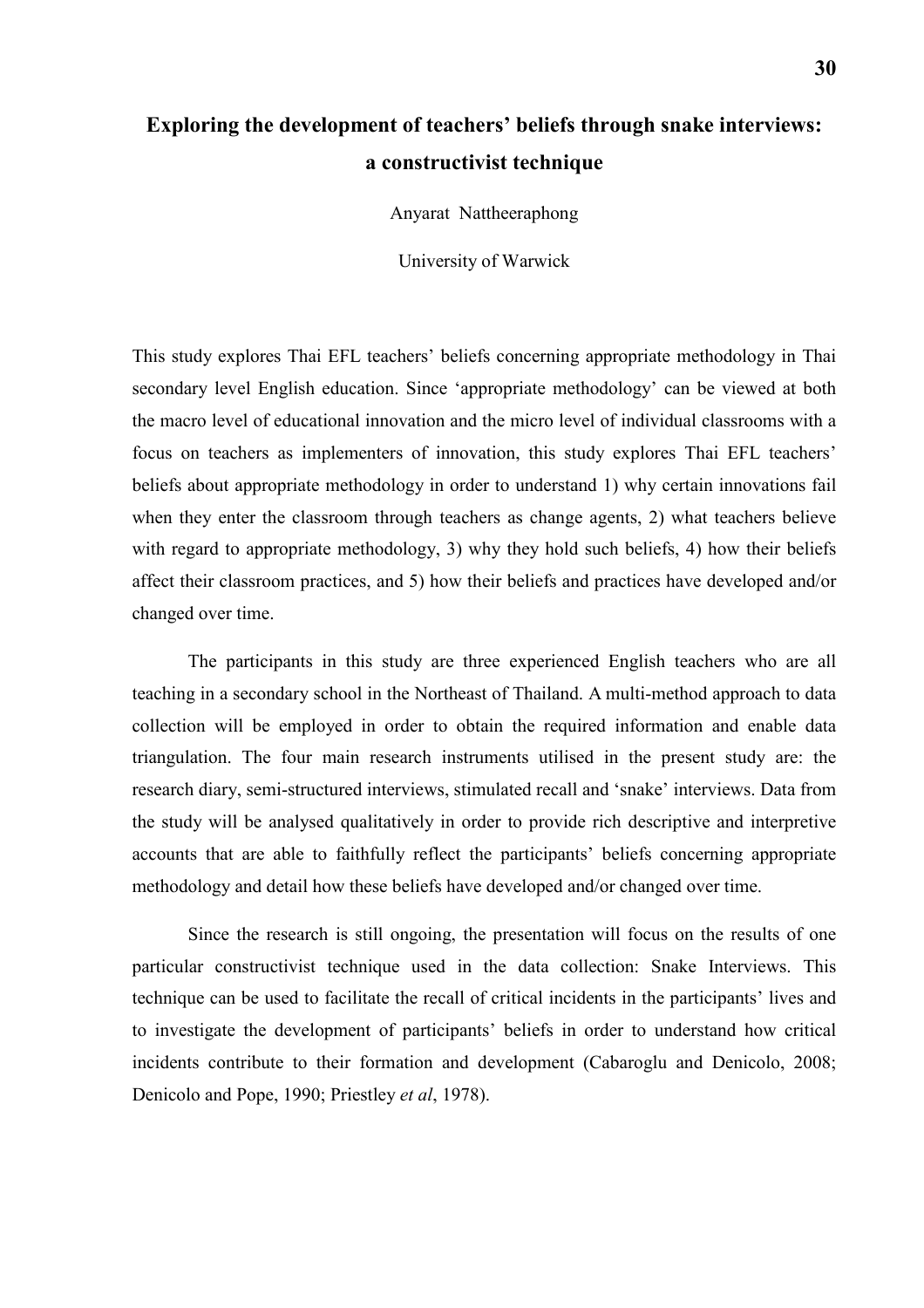# Exploring the development of teachers' beliefs through snake interviews: a constructivist technique

Anyarat Nattheeraphong

University of Warwick

This study explores Thai EFL teachers' beliefs concerning appropriate methodology in Thai secondary level English education. Since 'appropriate methodology' can be viewed at both the macro level of educational innovation and the micro level of individual classrooms with a focus on teachers as implementers of innovation, this study explores Thai EFL teachers' beliefs about appropriate methodology in order to understand 1) why certain innovations fail when they enter the classroom through teachers as change agents, 2) what teachers believe with regard to appropriate methodology, 3) why they hold such beliefs, 4) how their beliefs affect their classroom practices, and 5) how their beliefs and practices have developed and/or changed over time.

The participants in this study are three experienced English teachers who are all teaching in a secondary school in the Northeast of Thailand. A multi-method approach to data collection will be employed in order to obtain the required information and enable data triangulation. The four main research instruments utilised in the present study are: the research diary, semi-structured interviews, stimulated recall and 'snake' interviews. Data from the study will be analysed qualitatively in order to provide rich descriptive and interpretive accounts that are able to faithfully reflect the participants' beliefs concerning appropriate methodology and detail how these beliefs have developed and/or changed over time.

Since the research is still ongoing, the presentation will focus on the results of one particular constructivist technique used in the data collection: Snake Interviews. This technique can be used to facilitate the recall of critical incidents in the participants' lives and to investigate the development of participants' beliefs in order to understand how critical incidents contribute to their formation and development (Cabaroglu and Denicolo, 2008; Denicolo and Pope, 1990; Priestley *et al*, 1978).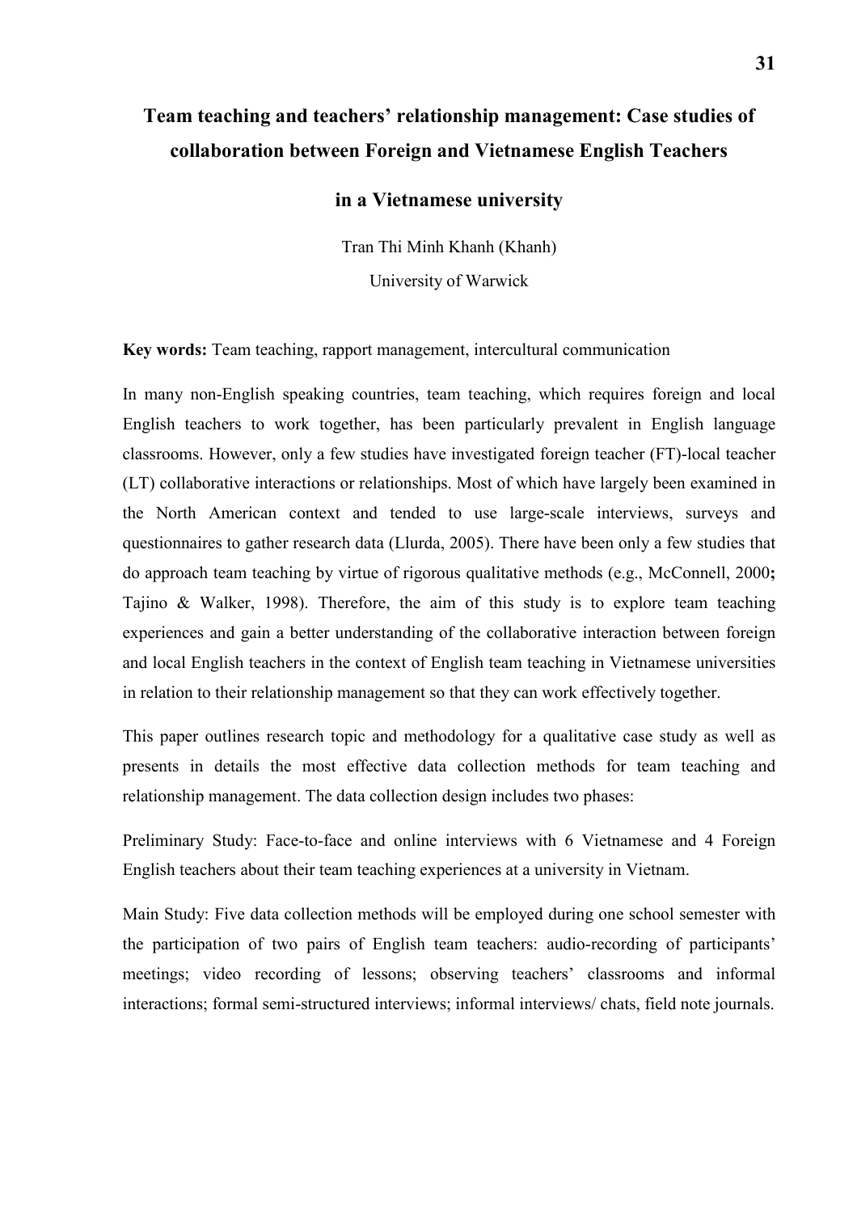# Team teaching and teachers' relationship management: Case studies of collaboration between Foreign and Vietnamese English Teachers in a Vietnamese university

Tran Thi Minh Khanh (Khanh)

University of Warwick

**Key words:** Team teaching, rapport management, intercultural communication

In many non-English speaking countries, team teaching, which requires foreign and local English teachers to work together, has been particularly prevalent in English language classrooms. However, only a few studies have investigated foreign teacher (FT)-local teacher (LT) collaborative interactions or relationships. Most of which have largely been examined in the North American context and tended to use large-scale interviews, surveys and questionnaires to gather research data (Llurda, 2005). There have been only a few studies that do approach team teaching by virtue of rigorous qualitative methods (e.g., McConnell, 2000**;** Tajino & Walker, 1998). Therefore, the aim of this study is to explore team teaching experiences and gain a better understanding of the collaborative interaction between foreign and local English teachers in the context of English team teaching in Vietnamese universities in relation to their relationship management so that they can work effectively together.

This paper outlines research topic and methodology for a qualitative case study as well as presents in details the most effective data collection methods for team teaching and relationship management. The data collection design includes two phases:

Preliminary Study: Face-to-face and online interviews with 6 Vietnamese and 4 Foreign English teachers about their team teaching experiences at a university in Vietnam.

Main Study: Five data collection methods will be employed during one school semester with the participation of two pairs of English team teachers: audio-recording of participants' meetings; video recording of lessons; observing teachers' classrooms and informal interactions; formal semi-structured interviews; informal interviews/ chats, field note journals.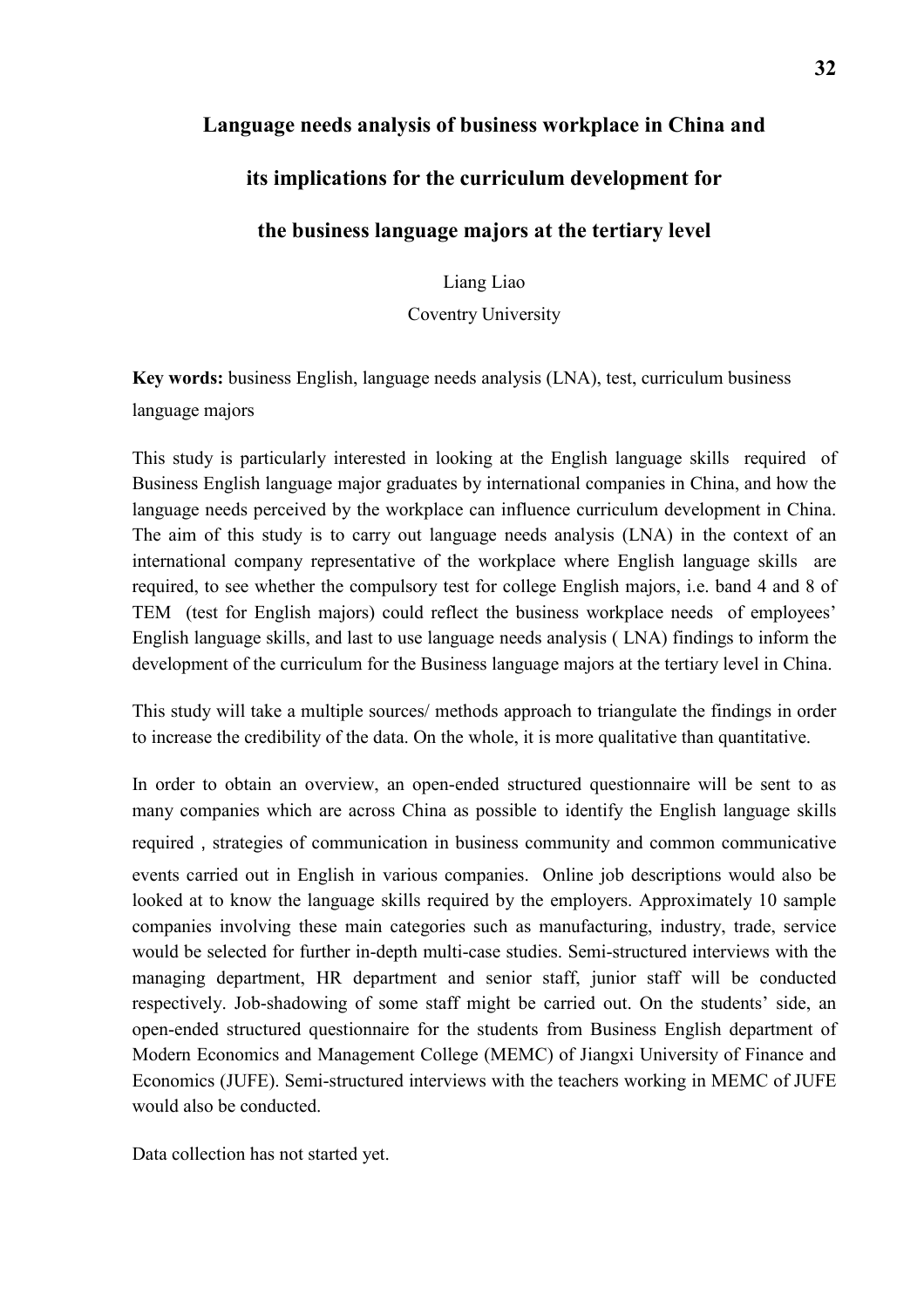## Language needs analysis of business workplace in China and its implications for the curriculum development for the business language majors at the tertiary level

Liang Liao

Coventry University

**Key words:** business English, language needs analysis (LNA), test, curriculum business language majors

This study is particularly interested in looking at the English language skills required of Business English language major graduates by international companies in China, and how the language needs perceived by the workplace can influence curriculum development in China. The aim of this study is to carry out language needs analysis (LNA) in the context of an international company representative of the workplace where English language skills are required, to see whether the compulsory test for college English majors, i.e. band 4 and 8 of TEM (test for English majors) could reflect the business workplace needs of employees' English language skills, and last to use language needs analysis ( LNA) findings to inform the development of the curriculum for the Business language majors at the tertiary level in China.

This study will take a multiple sources/ methods approach to triangulate the findings in order to increase the credibility of the data. On the whole, it is more qualitative than quantitative.

In order to obtain an overview, an open-ended structured questionnaire will be sent to as many companies which are across China as possible to identify the English language skills required , strategies of communication in business community and common communicative events carried out in English in various companies. Online job descriptions would also be looked at to know the language skills required by the employers. Approximately 10 sample companies involving these main categories such as manufacturing, industry, trade, service would be selected for further in-depth multi-case studies. Semi-structured interviews with the managing department, HR department and senior staff, junior staff will be conducted respectively. Job-shadowing of some staff might be carried out. On the students' side, an open-ended structured questionnaire for the students from Business English department of Modern Economics and Management College (MEMC) of Jiangxi University of Finance and Economics (JUFE). Semi-structured interviews with the teachers working in MEMC of JUFE would also be conducted.

Data collection has not started yet.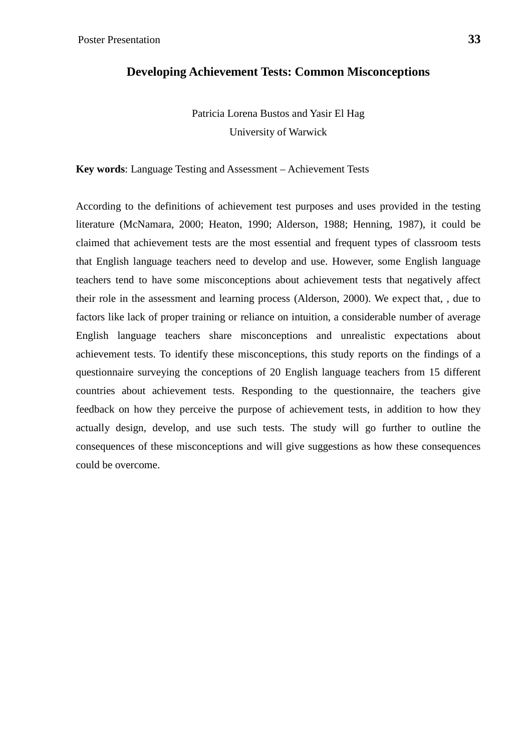# Developing Achievement Tests: Common Misconceptions

Patricia Lorena Bustos and Yasir El Hag

University of Warwick

**Key words**: Language Testing and Assessment – Achievement Tests

According to the definitions of achievement test purposes and uses provided in the testing literature (McNamara, 2000; Heaton, 1990; Alderson, 1988; Henning, 1987), it could be claimed that achievement tests are the most essential and frequent types of classroom tests that English language teachers need to develop and use. However, some English language teachers tend to have some misconceptions about achievement tests that negatively affect their role in the assessment and learning process (Alderson, 2000). We expect that, , due to factors like lack of proper training or reliance on intuition, a considerable number of average English language teachers share misconceptions and unrealistic expectations about achievement tests. To identify these misconceptions, this study reports on the findings of a questionnaire surveying the conceptions of 20 English language teachers from 15 different countries about achievement tests. Responding to the questionnaire, the teachers give feedback on how they perceive the purpose of achievement tests, in addition to how they actually design, develop, and use such tests. The study will go further to outline the consequences of these misconceptions and will give suggestions as how these consequences could be overcome.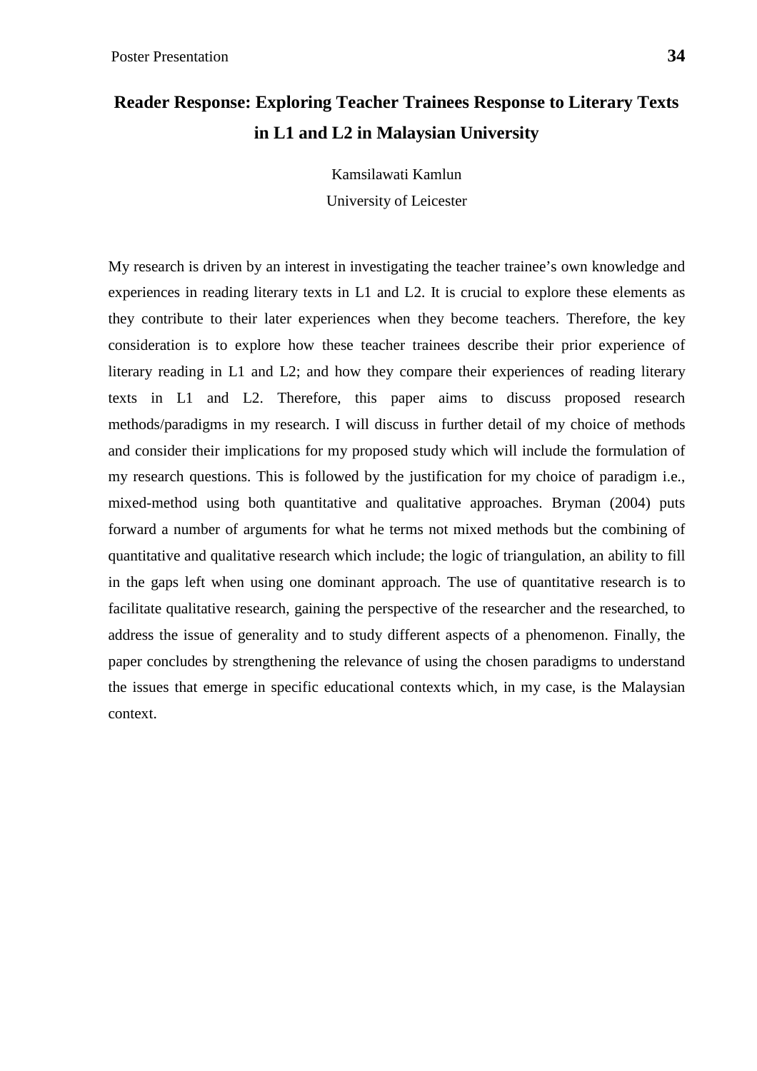# Reader Response: Exploring Teacher Trainees Response to Literary Texts in L1 and L2 in Malaysian University

Kamsilawati Kamlun

University of Leicester

My research is driven by an interest in investigating the teacher trainee's own knowledge and experiences in reading literary texts in L1 and L2. It is crucial to explore these elements as they contribute to their later experiences when they become teachers. Therefore, the key consideration is to explore how these teacher trainees describe their prior experience of literary reading in L1 and L2; and how they compare their experiences of reading literary texts in L1 and L2. Therefore, this paper aims to discuss proposed research methods/paradigms in my research. I will discuss in further detail of my choice of methods and consider their implications for my proposed study which will include the formulation of my research questions. This is followed by the justification for my choice of paradigm i.e., mixed-method using both quantitative and qualitative approaches. Bryman (2004) puts forward a number of arguments for what he terms not mixed methods but the combining of quantitative and qualitative research which include; the logic of triangulation, an ability to fill in the gaps left when using one dominant approach. The use of quantitative research is to facilitate qualitative research, gaining the perspective of the researcher and the researched, to address the issue of generality and to study different aspects of a phenomenon. Finally, the paper concludes by strengthening the relevance of using the chosen paradigms to understand the issues that emerge in specific educational contexts which, in my case, is the Malaysian context.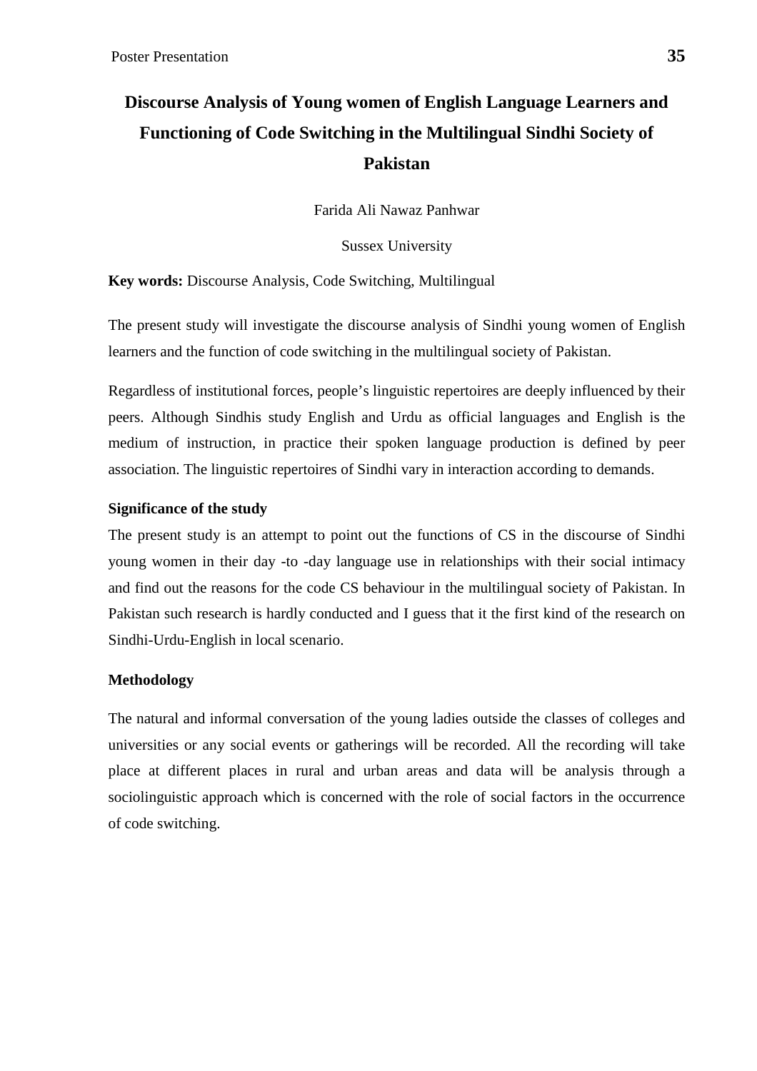# Discourse Analysis of Young women of English Language Learners and Functioning of Code Switching in the Multilingual Sindhi Society of Pakistan

Farida Ali Nawaz Panhwar

Sussex University

**Key words:** Discourse Analysis, Code Switching, Multilingual

The present study will investigate the discourse analysis of Sindhi young women of English learners and the function of code switching in the multilingual society of Pakistan.

Regardless of institutional forces, people's linguistic repertoires are deeply influenced by their peers. Although Sindhis study English and Urdu as official languages and English is the medium of instruction, in practice their spoken language production is defined by peer association. The linguistic repertoires of Sindhi vary in interaction according to demands.

### Significance of the study

The present study is an attempt to point out the functions of CS in the discourse of Sindhi young women in their day -to -day language use in relationships with their social intimacy and find out the reasons for the code CS behaviour in the multilingual society of Pakistan. In Pakistan such research is hardly conducted and I guess that it the first kind of the research on Sindhi-Urdu-English in local scenario.

### Methodology

The natural and informal conversation of the young ladies outside the classes of colleges and universities or any social events or gatherings will be recorded. All the recording will take place at different places in rural and urban areas and data will be analysis through a sociolinguistic approach which is concerned with the role of social factors in the occurrence of code switching.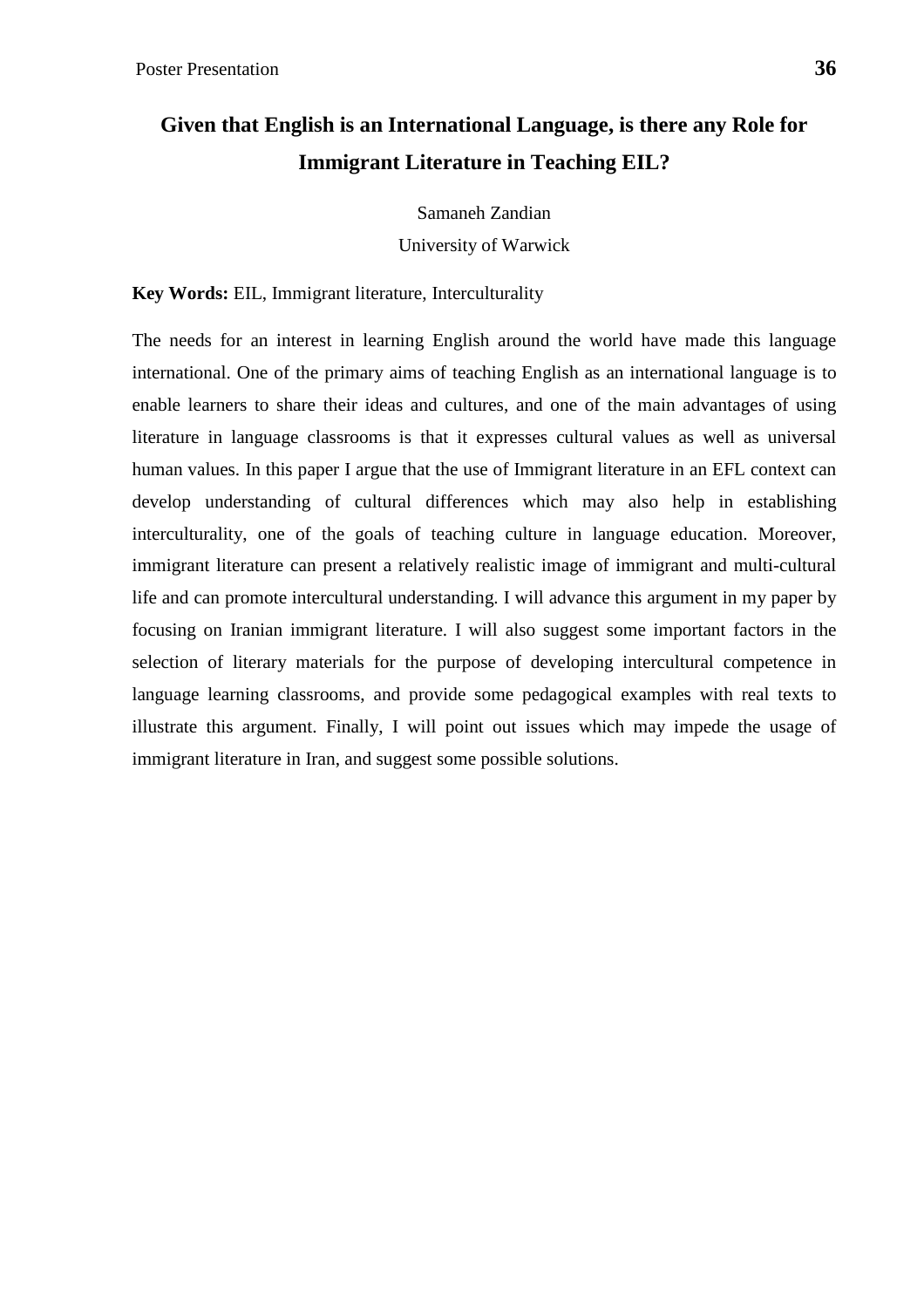# Given that English is an International Language, is there any Role for Immigrant Literature in Teaching EIL?

Samaneh Zandian

University of Warwick

**Key Words:** EIL, Immigrant literature, Interculturality

The needs for an interest in learning English around the world have made this language international. One of the primary aims of teaching English as an international language is to enable learners to share their ideas and cultures, and one of the main advantages of using literature in language classrooms is that it expresses cultural values as well as universal human values. In this paper I argue that the use of Immigrant literature in an EFL context can develop understanding of cultural differences which may also help in establishing interculturality, one of the goals of teaching culture in language education. Moreover, immigrant literature can present a relatively realistic image of immigrant and multi-cultural life and can promote intercultural understanding. I will advance this argument in my paper by focusing on Iranian immigrant literature. I will also suggest some important factors in the selection of literary materials for the purpose of developing intercultural competence in language learning classrooms, and provide some pedagogical examples with real texts to illustrate this argument. Finally, I will point out issues which may impede the usage of immigrant literature in Iran, and suggest some possible solutions.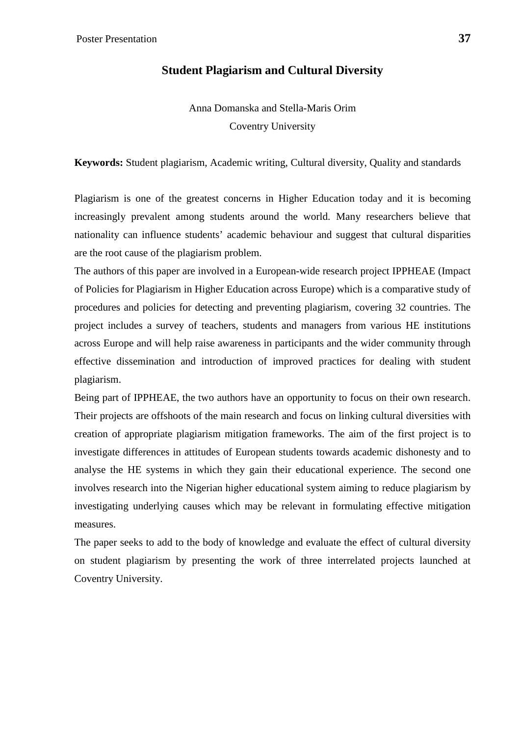## Student Plagiarism and Cultural Diversity

Anna Domanska and Stella-Maris Orim

Coventry University

**Keywords:** Student plagiarism, Academic writing, Cultural diversity, Quality and standards

Plagiarism is one of the greatest concerns in Higher Education today and it is becoming increasingly prevalent among students around the world. Many researchers believe that nationality can influence students' academic behaviour and suggest that cultural disparities are the root cause of the plagiarism problem.

The authors of this paper are involved in a European-wide research project IPPHEAE (Impact of Policies for Plagiarism in Higher Education across Europe) which is a comparative study of procedures and policies for detecting and preventing plagiarism, covering 32 countries. The project includes a survey of teachers, students and managers from various HE institutions across Europe and will help raise awareness in participants and the wider community through effective dissemination and introduction of improved practices for dealing with student plagiarism.

Being part of IPPHEAE, the two authors have an opportunity to focus on their own research. Their projects are offshoots of the main research and focus on linking cultural diversities with creation of appropriate plagiarism mitigation frameworks. The aim of the first project is to investigate differences in attitudes of European students towards academic dishonesty and to analyse the HE systems in which they gain their educational experience. The second one involves research into the Nigerian higher educational system aiming to reduce plagiarism by investigating underlying causes which may be relevant in formulating effective mitigation measures.

The paper seeks to add to the body of knowledge and evaluate the effect of cultural diversity on student plagiarism by presenting the work of three interrelated projects launched at Coventry University.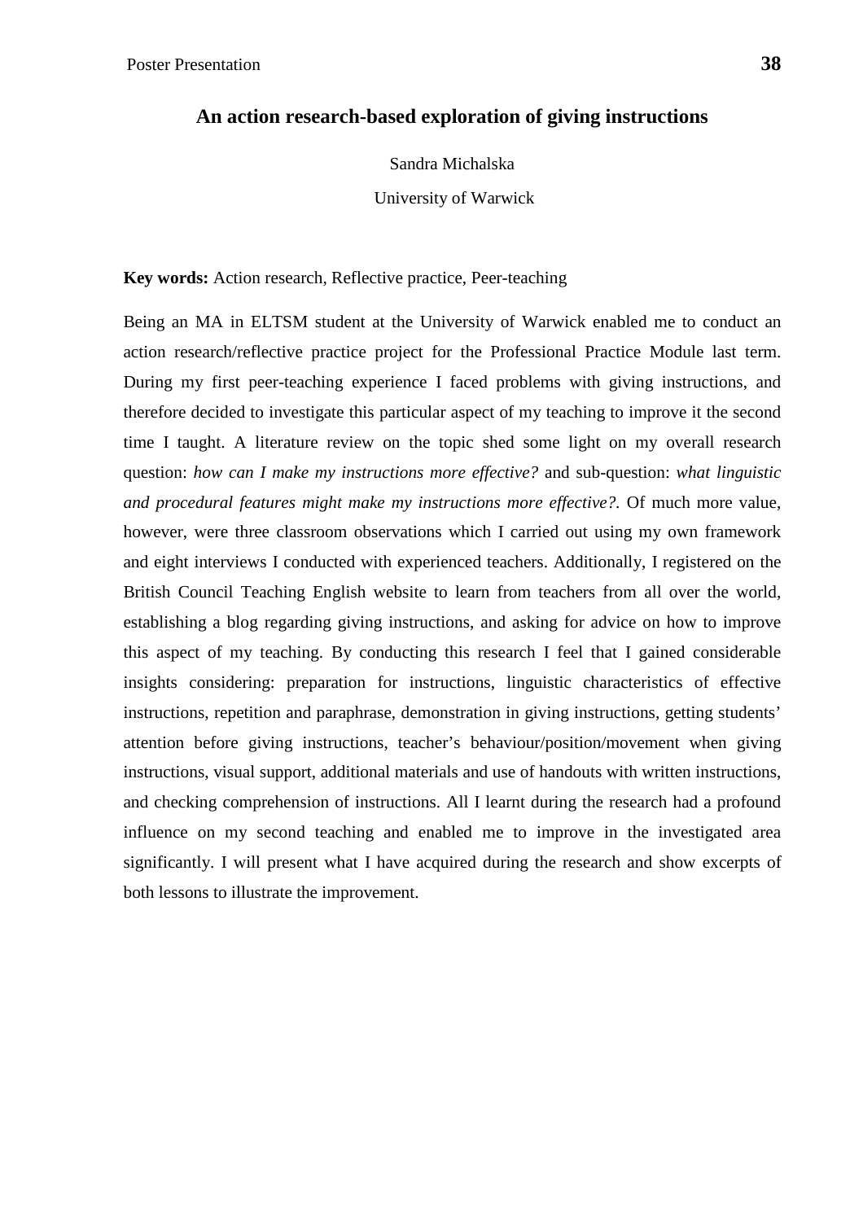## An action research-based exploration of giving instructions

Sandra Michalska

University of Warwick

**Key words:** Action research, Reflective practice, Peer-teaching

Being an MA in ELTSM student at the University of Warwick enabled me to conduct an action research/reflective practice project for the Professional Practice Module last term. During my first peer-teaching experience I faced problems with giving instructions, and therefore decided to investigate this particular aspect of my teaching to improve it the second time I taught. A literature review on the topic shed some light on my overall research question: *how can I make my instructions more effective?* and sub-question: *what linguistic and procedural features might make my instructions more effective?*. Of much more value, however, were three classroom observations which I carried out using my own framework and eight interviews I conducted with experienced teachers. Additionally, I registered on the British Council Teaching English website to learn from teachers from all over the world, establishing a blog regarding giving instructions, and asking for advice on how to improve this aspect of my teaching. By conducting this research I feel that I gained considerable insights considering: preparation for instructions, linguistic characteristics of effective instructions, repetition and paraphrase, demonstration in giving instructions, getting students' attention before giving instructions, teacher's behaviour/position/movement when giving instructions, visual support, additional materials and use of handouts with written instructions, and checking comprehension of instructions. All I learnt during the research had a profound influence on my second teaching and enabled me to improve in the investigated area significantly. I will present what I have acquired during the research and show excerpts of both lessons to illustrate the improvement.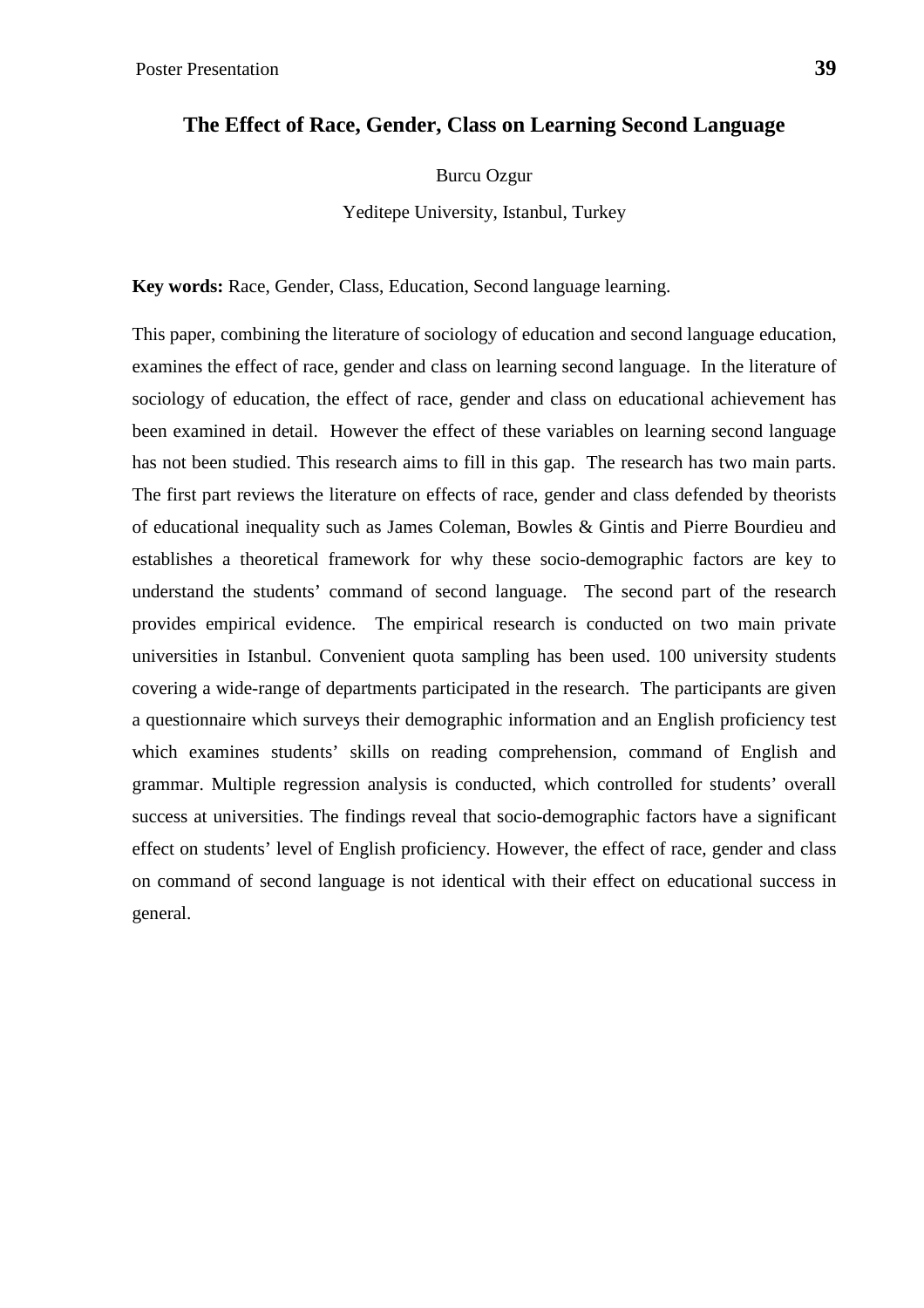# The Effect of Race, Gender, Class on Learning Second Language

Burcu Ozgur

Yeditepe University, Istanbul, Turkey

**Key words:** Race, Gender, Class, Education, Second language learning.

This paper, combining the literature of sociology of education and second language education, examines the effect of race, gender and class on learning second language. In the literature of sociology of education, the effect of race, gender and class on educational achievement has been examined in detail. However the effect of these variables on learning second language has not been studied. This research aims to fill in this gap. The research has two main parts. The first part reviews the literature on effects of race, gender and class defended by theorists of educational inequality such as James Coleman, Bowles & Gintis and Pierre Bourdieu and establishes a theoretical framework for why these socio-demographic factors are key to understand the students' command of second language. The second part of the research provides empirical evidence. The empirical research is conducted on two main private universities in Istanbul. Convenient quota sampling has been used. 100 university students covering a wide-range of departments participated in the research. The participants are given a questionnaire which surveys their demographic information and an English proficiency test which examines students' skills on reading comprehension, command of English and grammar. Multiple regression analysis is conducted, which controlled for students' overall success at universities. The findings reveal that socio-demographic factors have a significant effect on students' level of English proficiency. However, the effect of race, gender and class on command of second language is not identical with their effect on educational success in general.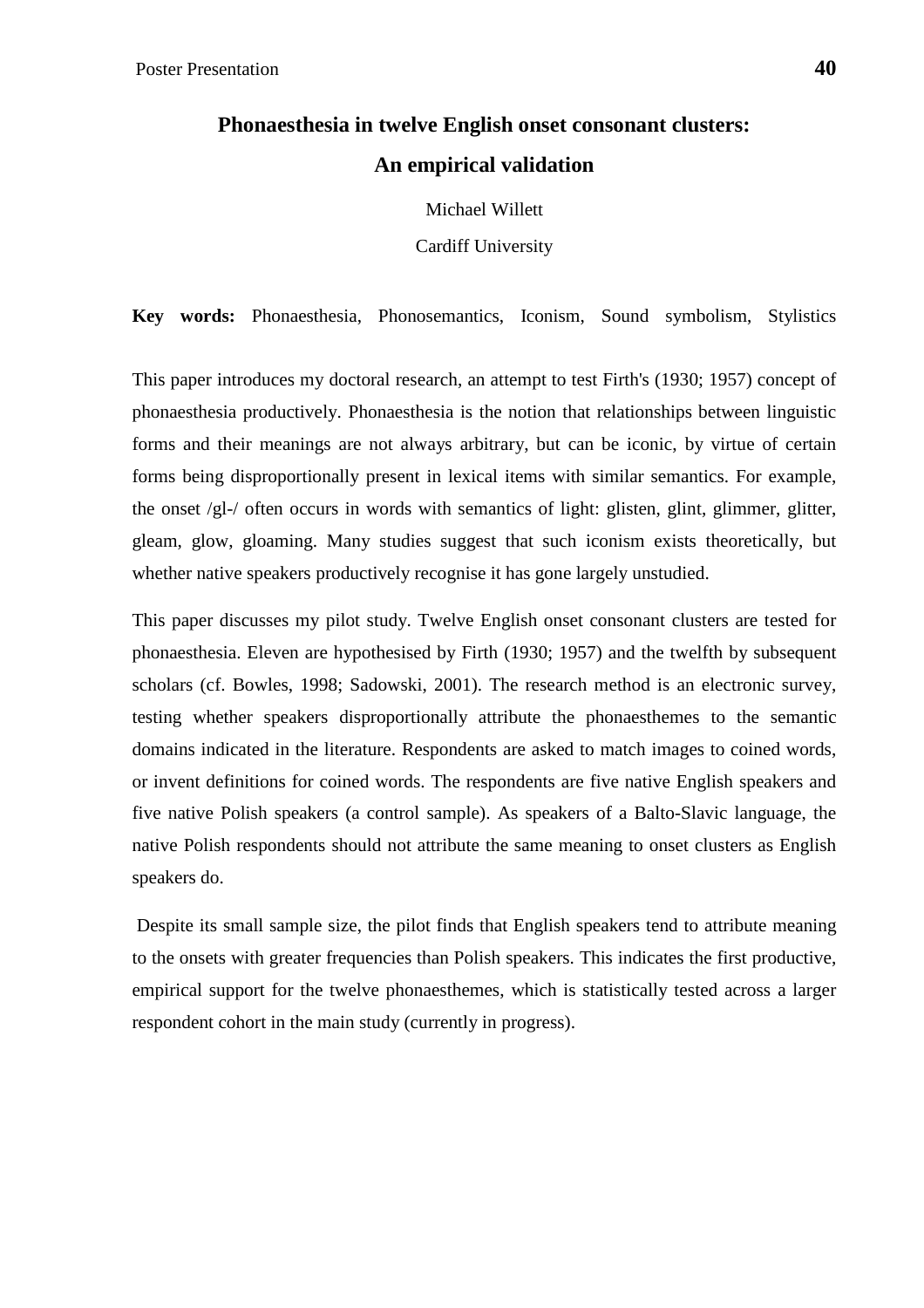# Phonaesthesia in twelve English onset consonant clusters: An empirical validation

Michael Willett

Cardiff University

**Key words:** Phonaesthesia, Phonosemantics, Iconism, Sound symbolism, Stylistics

This paper introduces my doctoral research, an attempt to test Firth's (1930; 1957) concept of phonaesthesia productively. Phonaesthesia is the notion that relationships between linguistic forms and their meanings are not always arbitrary, but can be iconic, by virtue of certain forms being disproportionally present in lexical items with similar semantics. For example, the onset /gl-/ often occurs in words with semantics of light: glisten, glint, glimmer, glitter, gleam, glow, gloaming. Many studies suggest that such iconism exists theoretically, but whether native speakers productively recognise it has gone largely unstudied.

This paper discusses my pilot study. Twelve English onset consonant clusters are tested for phonaesthesia. Eleven are hypothesised by Firth (1930; 1957) and the twelfth by subsequent scholars (cf. Bowles, 1998; Sadowski, 2001). The research method is an electronic survey, testing whether speakers disproportionally attribute the phonaesthemes to the semantic domains indicated in the literature. Respondents are asked to match images to coined words, or invent definitions for coined words. The respondents are five native English speakers and five native Polish speakers (a control sample). As speakers of a Balto-Slavic language, the native Polish respondents should not attribute the same meaning to onset clusters as English speakers do.

Despite its small sample size, the pilot finds that English speakers tend to attribute meaning to the onsets with greater frequencies than Polish speakers. This indicates the first productive, empirical support for the twelve phonaesthemes, which is statistically tested across a larger respondent cohort in the main study (currently in progress).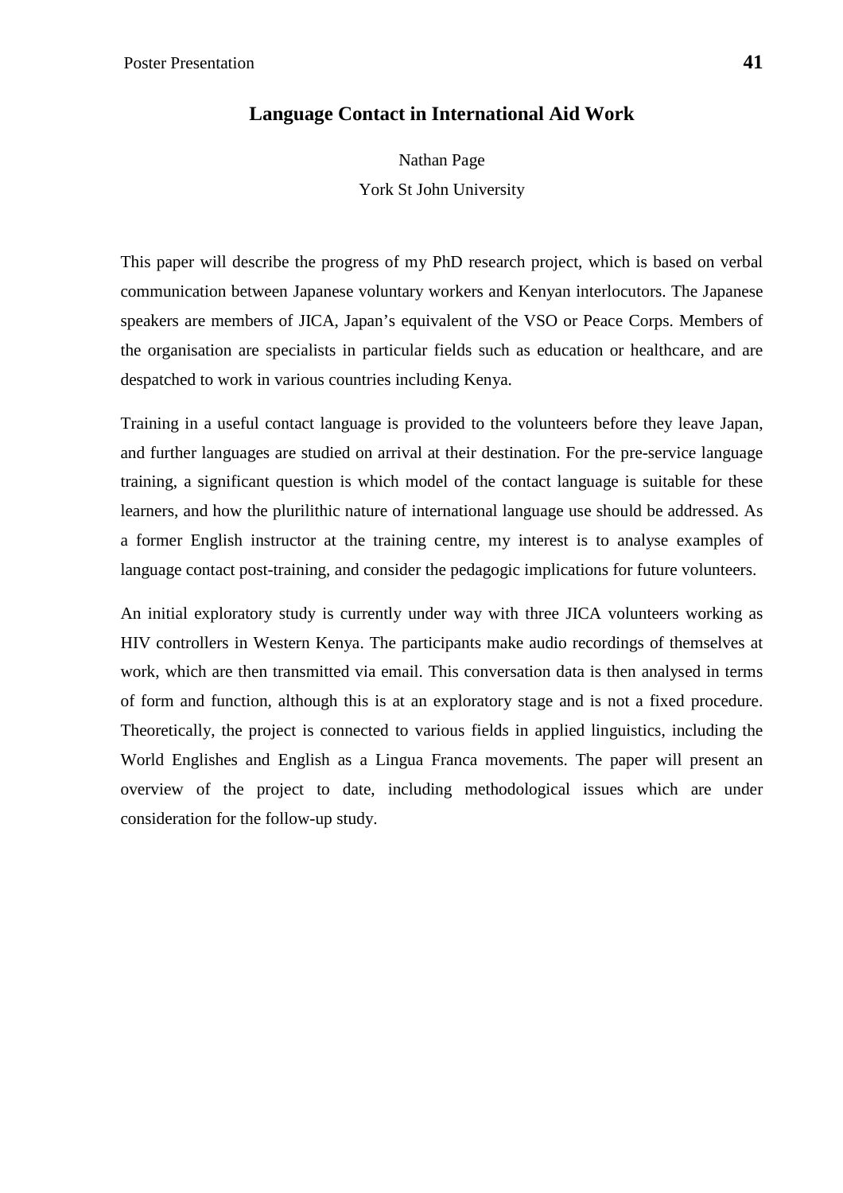## Language Contact in International Aid Work

Nathan Page

York St John University

This paper will describe the progress of my PhD research project, which is based on verbal communication between Japanese voluntary workers and Kenyan interlocutors. The Japanese speakers are members of JICA, Japan's equivalent of the VSO or Peace Corps. Members of the organisation are specialists in particular fields such as education or healthcare, and are despatched to work in various countries including Kenya.

Training in a useful contact language is provided to the volunteers before they leave Japan, and further languages are studied on arrival at their destination. For the pre-service language training, a significant question is which model of the contact language is suitable for these learners, and how the plurilithic nature of international language use should be addressed. As a former English instructor at the training centre, my interest is to analyse examples of language contact post-training, and consider the pedagogic implications for future volunteers.

An initial exploratory study is currently under way with three JICA volunteers working as HIV controllers in Western Kenya. The participants make audio recordings of themselves at work, which are then transmitted via email. This conversation data is then analysed in terms of form and function, although this is at an exploratory stage and is not a fixed procedure. Theoretically, the project is connected to various fields in applied linguistics, including the World Englishes and English as a Lingua Franca movements. The paper will present an overview of the project to date, including methodological issues which are under consideration for the follow-up study.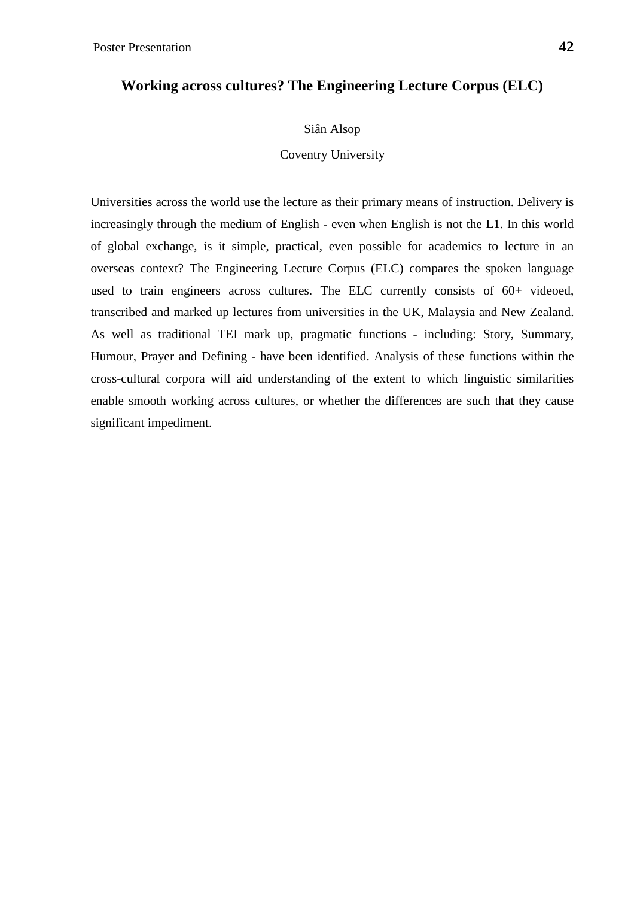## Working across cultures? The Engineering Lecture Corpus (ELC)

Siân Alsop

Coventry University

Universities across the world use the lecture as their primary means of instruction. Delivery is increasingly through the medium of English - even when English is not the L1. In this world of global exchange, is it simple, practical, even possible for academics to lecture in an overseas context? The Engineering Lecture Corpus (ELC) compares the spoken language used to train engineers across cultures. The ELC currently consists of 60+ videoed, transcribed and marked up lectures from universities in the UK, Malaysia and New Zealand. As well as traditional TEI mark up, pragmatic functions - including: Story, Summary, Humour, Prayer and Defining - have been identified. Analysis of these functions within the cross-cultural corpora will aid understanding of the extent to which linguistic similarities enable smooth working across cultures, or whether the differences are such that they cause significant impediment.